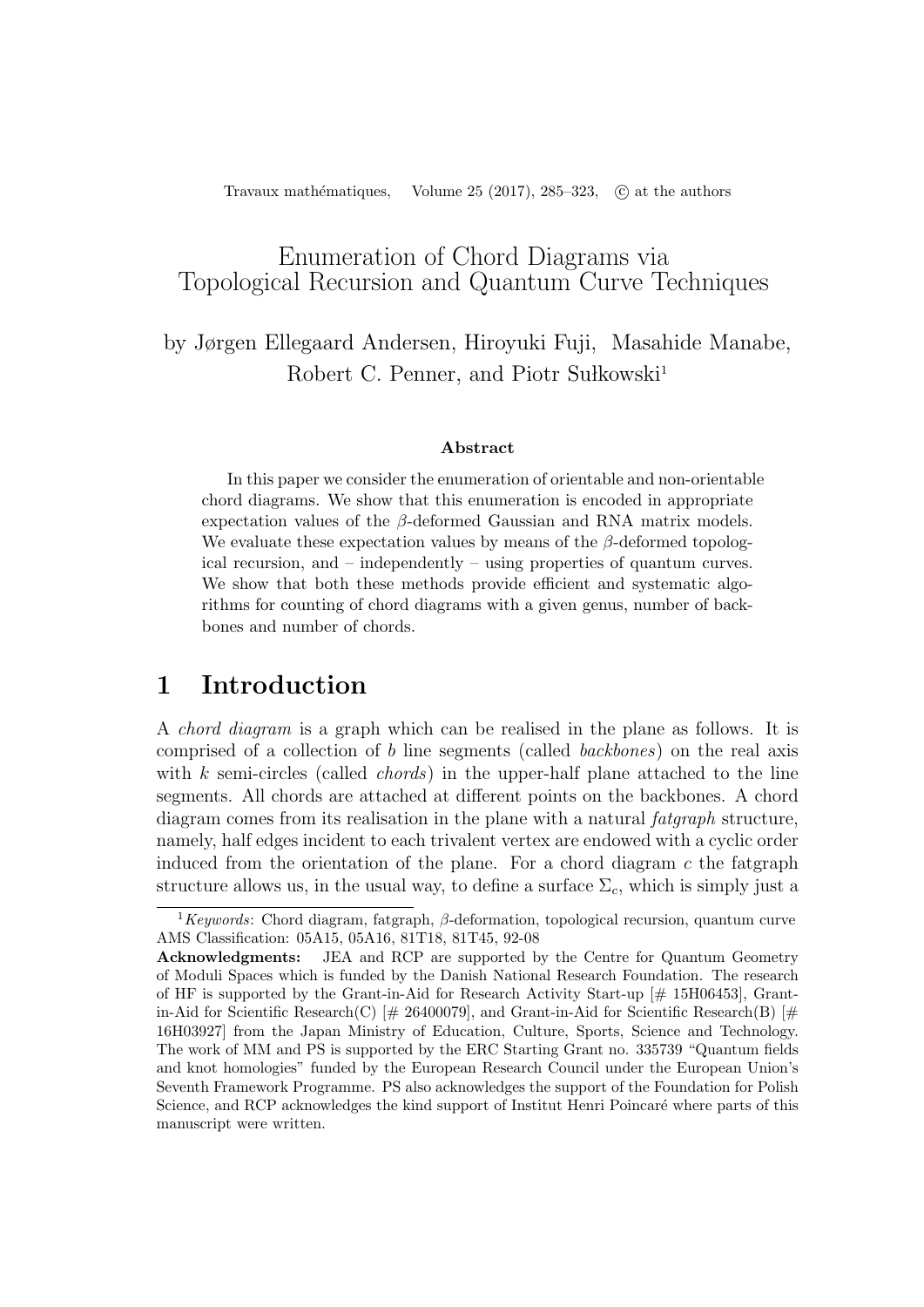# Enumeration of Chord Diagrams via Topological Recursion and Quantum Curve Techniques

by Jørgen Ellegaard Andersen, Hiroyuki Fuji, Masahide Manabe, Robert C. Penner, and Piotr Sułkowski[1]

### Abstract

In this paper we consider the enumeration of orientable and non-orientable chord diagrams. We show that this enumeration is encoded in appropriate expectation values of the $\beta$-deformed Gaussian and RNA matrix models. We evaluate these expectation values by means of the $\beta$-deformed topological recursion, and – independently – using properties of quantum curves. We show that both these methods provide efficient and systematic algorithms for counting of chord diagrams with a given genus, number of backbones and number of chords.

## 1 Introduction

A *chord diagram* is a graph which can be realised in the plane as follows. It is comprised of a collection of $b$ line segments (called *backbones*) on the real axis with $k$ semi-circles (called *chords*) in the upper-half plane attached to the line segments. All chords are attached at different points on the backbones. A chord diagram comes from its realisation in the plane with a natural *fatgraph* structure, namely, half edges incident to each trivalent vertex are endowed with a cyclic order induced from the orientation of the plane. For a chord diagram $c$ the fatgraph structure allows us, in the usual way, to define a surface $\Sigma_c$, which is simply just a

---

[1] *Keywords*: Chord diagram, fatgraph, $\beta$-deformation, topological recursion, quantum curve AMS Classification: 05A15, 05A16, 81T18, 81T45, 92-08

**Acknowledgments:** JEA and RCP are supported by the Centre for Quantum Geometry of Moduli Spaces which is funded by the Danish National Research Foundation. The research of HF is supported by the Grant-in-Aid for Research Activity Start-up [# 15H06453], Grant-in-Aid for Scientific Research(C) [# 26400079], and Grant-in-Aid for Scientific Research(B) [# 16H03927] from the Japan Ministry of Education, Culture, Sports, Science and Technology. The work of MM and PS is supported by the ERC Starting Grant no. 335739 "Quantum fields and knot homologies" funded by the European Research Council under the European Union's Seventh Framework Programme. PS also acknowledges the support of the Foundation for Polish Science, and RCP acknowledges the kind support of Institut Henri Poincaré where parts of this manuscript were written.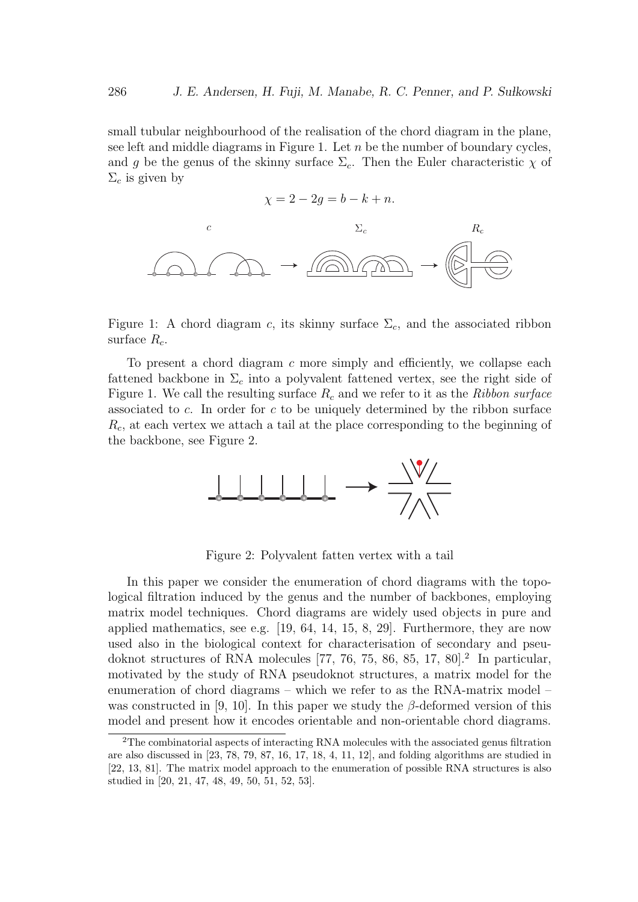small tubular neighbourhood of the realisation of the chord diagram in the plane, see left and middle diagrams in Figure 1. Let $n$ be the number of boundary cycles, and $g$ be the genus of the skinny surface $\Sigma_c$. Then the Euler characteristic $\chi$ of $\Sigma_c$ is given by

$$\chi = 2 - 2g = b - k + n.$$

Figure 1: A chord diagram $c$, its skinny surface $\Sigma_c$, and the associated ribbon surface $R_c$.

To present a chord diagram $c$ more simply and efficiently, we collapse each fattened backbone in $\Sigma_c$ into a polyvalent fattened vertex, see the right side of Figure 1. We call the resulting surface $R_c$ and we refer to it as the *Ribbon surface* associated to $c$. In order for $c$ to be uniquely determined by the ribbon surface $R_c$, at each vertex we attach a tail at the place corresponding to the beginning of the backbone, see Figure 2.

Figure 2: Polyvalent fatten vertex with a tail

In this paper we consider the enumeration of chord diagrams with the topological filtration induced by the genus and the number of backbones, employing matrix model techniques. Chord diagrams are widely used objects in pure and applied mathematics, see e.g. [19, 64, 14, 15, 8, 29]. Furthermore, they are now used also in the biological context for characterisation of secondary and pseudoknot structures of RNA molecules [77, 76, 75, 86, 85, 17, 80].[2] In particular, motivated by the study of RNA pseudoknot structures, a matrix model for the enumeration of chord diagrams – which we refer to as the RNA-matrix model – was constructed in [9, 10]. In this paper we study the $\beta$-deformed version of this model and present how it encodes orientable and non-orientable chord diagrams.

[2]The combinatorial aspects of interacting RNA molecules with the associated genus filtration are also discussed in [23, 78, 79, 87, 16, 17, 18, 4, 11, 12], and folding algorithms are studied in [22, 13, 81]. The matrix model approach to the enumeration of possible RNA structures is also studied in [20, 21, 47, 48, 49, 50, 51, 52, 53].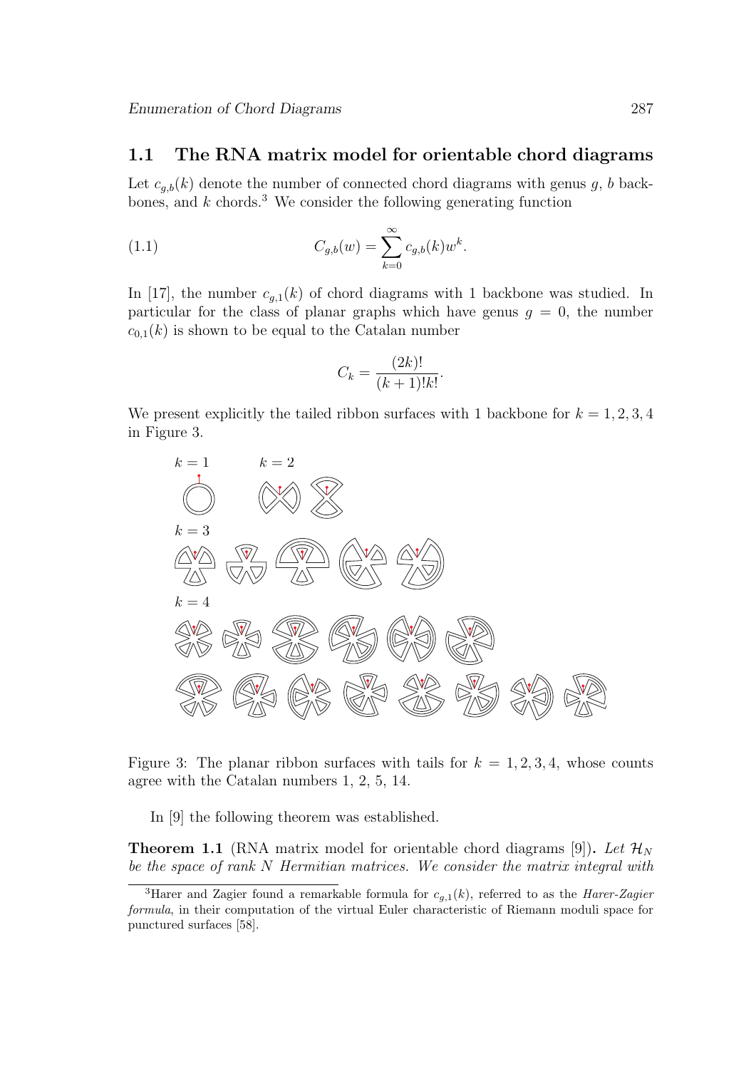## 1.1 The RNA matrix model for orientable chord diagrams

Let $c_{g,b}(k)$ denote the number of connected chord diagrams with genus $g$, $b$ backbones, and $k$ chords.[3] We consider the following generating function

$$C_{g,b}(w) = \sum_{k=0}^{\infty} c_{g,b}(k) w^k. \tag{1.1}$$

In [17], the number $c_{g,1}(k)$ of chord diagrams with 1 backbone was studied. In particular for the class of planar graphs which have genus $g = 0$, the number $c_{0,1}(k)$ is shown to be equal to the Catalan number

$$C_k = \frac{(2k)!}{(k+1)!k!}.$$

We present explicitly the tailed ribbon surfaces with 1 backbone for $k = 1, 2, 3, 4$ in Figure 3.

Figure 3: The planar ribbon surfaces with tails for $k = 1, 2, 3, 4$, whose counts agree with the Catalan numbers 1, 2, 5, 14.

In [9] the following theorem was established.

**Theorem 1.1** (RNA matrix model for orientable chord diagrams [9])**.** *Let $\mathcal{H}_N$ be the space of rank $N$ Hermitian matrices. We consider the matrix integral with*

[3] Harer and Zagier found a remarkable formula for $c_{g,1}(k)$, referred to as the *Harer-Zagier formula*, in their computation of the virtual Euler characteristic of Riemann moduli space for punctured surfaces [58].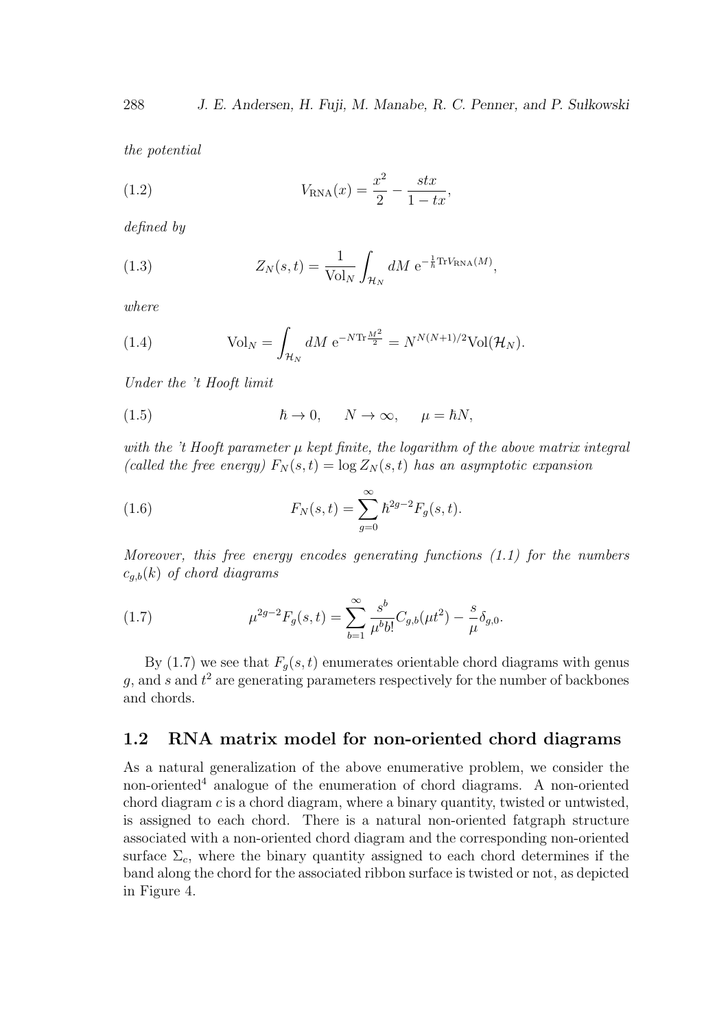*the potential*

$$V_{\mathrm{RNA}}(x) = \frac{x^2}{2} - \frac{stx}{1-tx}, \tag{1.2}$$

*defined by*

$$Z_N(s,t) = \frac{1}{\mathrm{Vol}_N} \int_{\mathcal{H}_N} dM \ \mathrm{e}^{-\frac{1}{\hbar}\mathrm{Tr}V_{\mathrm{RNA}}(M)}, \tag{1.3}$$

*where*

$$\mathrm{Vol}_N = \int_{\mathcal{H}_N} dM \ \mathrm{e}^{-N\mathrm{Tr}\frac{M^2}{2}} = N^{N(N+1)/2}\mathrm{Vol}(\mathcal{H}_N). \tag{1.4}$$

*Under the 't Hooft limit*

$$\hbar \to 0, \qquad N \to \infty, \qquad \mu = \hbar N, \tag{1.5}$$

*with the 't Hooft parameter $\mu$ kept finite, the logarithm of the above matrix integral (called the free energy) $F_N(s,t) = \log Z_N(s,t)$ has an asymptotic expansion*

$$F_N(s,t) = \sum_{g=0}^{\infty} \hbar^{2g-2} F_g(s,t). \tag{1.6}$$

*Moreover, this free energy encodes generating functions (1.1) for the numbers $c_{g,b}(k)$ of chord diagrams*

$$\mu^{2g-2}F_g(s,t) = \sum_{b=1}^{\infty} \frac{s^b}{\mu^b b!} C_{g,b}(\mu t^2) - \frac{s}{\mu}\delta_{g,0}. \tag{1.7}$$

By (1.7) we see that $F_g(s,t)$ enumerates orientable chord diagrams with genus $g$, and $s$ and $t^2$ are generating parameters respectively for the number of backbones and chords.

## 1.2 RNA matrix model for non-oriented chord diagrams

As a natural generalization of the above enumerative problem, we consider the non-oriented[4] analogue of the enumeration of chord diagrams. A non-oriented chord diagram $c$ is a chord diagram, where a binary quantity, twisted or untwisted, is assigned to each chord. There is a natural non-oriented fatgraph structure associated with a non-oriented chord diagram and the corresponding non-oriented surface $\Sigma_c$, where the binary quantity assigned to each chord determines if the band along the chord for the associated ribbon surface is twisted or not, as depicted in Figure 4.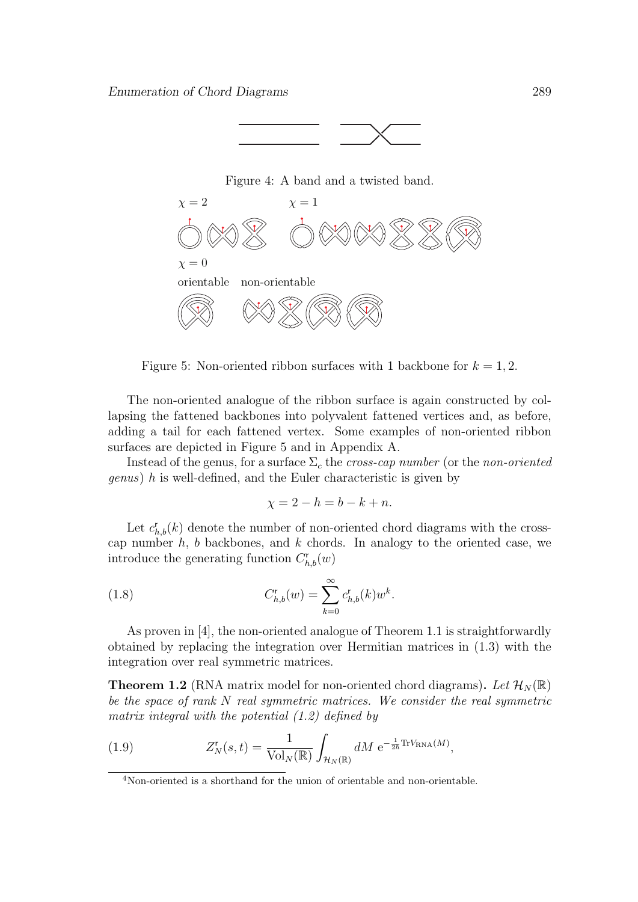Figure 4: A band and a twisted band.

$\chi = 2$ $\chi = 1$

$\chi = 0$

orientable non-orientable

Figure 5: Non-oriented ribbon surfaces with 1 backbone for $k = 1, 2$.

The non-oriented analogue of the ribbon surface is again constructed by collapsing the fattened backbones into polyvalent fattened vertices and, as before, adding a tail for each fattened vertex. Some examples of non-oriented ribbon surfaces are depicted in Figure 5 and in Appendix A.

Instead of the genus, for a surface $\Sigma_c$ the *cross-cap number* (or the *non-oriented genus*) $h$ is well-defined, and the Euler characteristic is given by

$$\chi = 2 - h = b - k + n.$$

Let $c^{\mathfrak{r}}_{h,b}(k)$ denote the number of non-oriented chord diagrams with the cross-cap number $h$, $b$ backbones, and $k$ chords. In analogy to the oriented case, we introduce the generating function $C^{\mathfrak{r}}_{h,b}(w)$

$$C^{\mathfrak{r}}_{h,b}(w) = \sum_{k=0}^{\infty} c^{\mathfrak{r}}_{h,b}(k) w^k. \tag{1.8}$$

As proven in [4], the non-oriented analogue of Theorem 1.1 is straightforwardly obtained by replacing the integration over Hermitian matrices in (1.3) with the integration over real symmetric matrices.

**Theorem 1.2** (RNA matrix model for non-oriented chord diagrams)**.** *Let $\mathcal{H}_N(\mathbb{R})$ be the space of rank $N$ real symmetric matrices. We consider the real symmetric matrix integral with the potential (1.2) defined by*

$$Z^{\mathfrak{r}}_N(s,t) = \frac{1}{\mathrm{Vol}_N(\mathbb{R})} \int_{\mathcal{H}_N(\mathbb{R})} dM \ \mathrm{e}^{-\frac{1}{2\hbar}\mathrm{Tr}V_{\mathrm{RNA}}(M)}, \tag{1.9}$$

[4]Non-oriented is a shorthand for the union of orientable and non-orientable.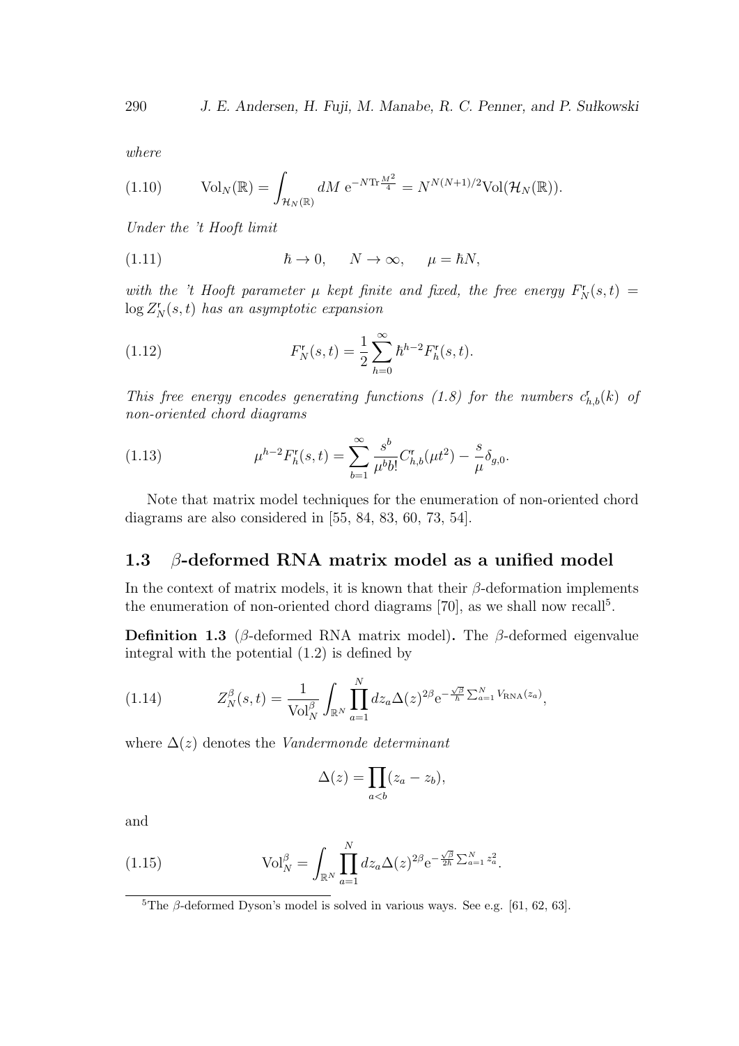*where*

$$\text{Vol}_N(\mathbb{R}) = \int_{\mathcal{H}_N(\mathbb{R})} dM\ \mathrm{e}^{-N\mathrm{Tr}\frac{M^2}{4}} = N^{N(N+1)/2}\text{Vol}(\mathcal{H}_N(\mathbb{R})). \tag{1.10}$$

*Under the 't Hooft limit*

$$\hbar \to 0, \qquad N \to \infty, \qquad \mu = \hbar N, \tag{1.11}$$

*with the 't Hooft parameter $\mu$ kept finite and fixed, the free energy $F_N^{\mathfrak{r}}(s,t) = \log Z_N^{\mathfrak{r}}(s,t)$ has an asymptotic expansion*

$$F_N^{\mathfrak{r}}(s,t) = \frac{1}{2}\sum_{h=0}^{\infty} \hbar^{h-2} F_h^{\mathfrak{r}}(s,t). \tag{1.12}$$

*This free energy encodes generating functions (1.8) for the numbers $c_{h,b}^{\mathfrak{r}}(k)$ of non-oriented chord diagrams*

$$\mu^{h-2}F_h^{\mathfrak{r}}(s,t) = \sum_{b=1}^{\infty} \frac{s^b}{\mu^b b!} C_{h,b}^{\mathfrak{r}}(\mu t^2) - \frac{s}{\mu}\delta_{g,0}. \tag{1.13}$$

Note that matrix model techniques for the enumeration of non-oriented chord diagrams are also considered in [55, 84, 83, 60, 73, 54].

## 1.3 $\beta$-deformed RNA matrix model as a unified model

In the context of matrix models, it is known that their $\beta$-deformation implements the enumeration of non-oriented chord diagrams [70], as we shall now recall[5].

**Definition 1.3** ($\beta$-deformed RNA matrix model)**.** The $\beta$-deformed eigenvalue integral with the potential (1.2) is defined by

$$Z_N^{\beta}(s,t) = \frac{1}{\text{Vol}_N^{\beta}} \int_{\mathbb{R}^N} \prod_{a=1}^{N} dz_a \Delta(z)^{2\beta} \mathrm{e}^{-\frac{\sqrt{\beta}}{\hbar}\sum_{a=1}^{N} V_{\mathrm{RNA}}(z_a)}, \tag{1.14}$$

where $\Delta(z)$ denotes the *Vandermonde determinant*

$$\Delta(z) = \prod_{a<b}(z_a - z_b),$$

and

$$\text{Vol}_N^{\beta} = \int_{\mathbb{R}^N} \prod_{a=1}^{N} dz_a \Delta(z)^{2\beta} \mathrm{e}^{-\frac{\sqrt{\beta}}{2\hbar}\sum_{a=1}^{N} z_a^2}. \tag{1.15}$$

[5] The $\beta$-deformed Dyson's model is solved in various ways. See e.g. [61, 62, 63].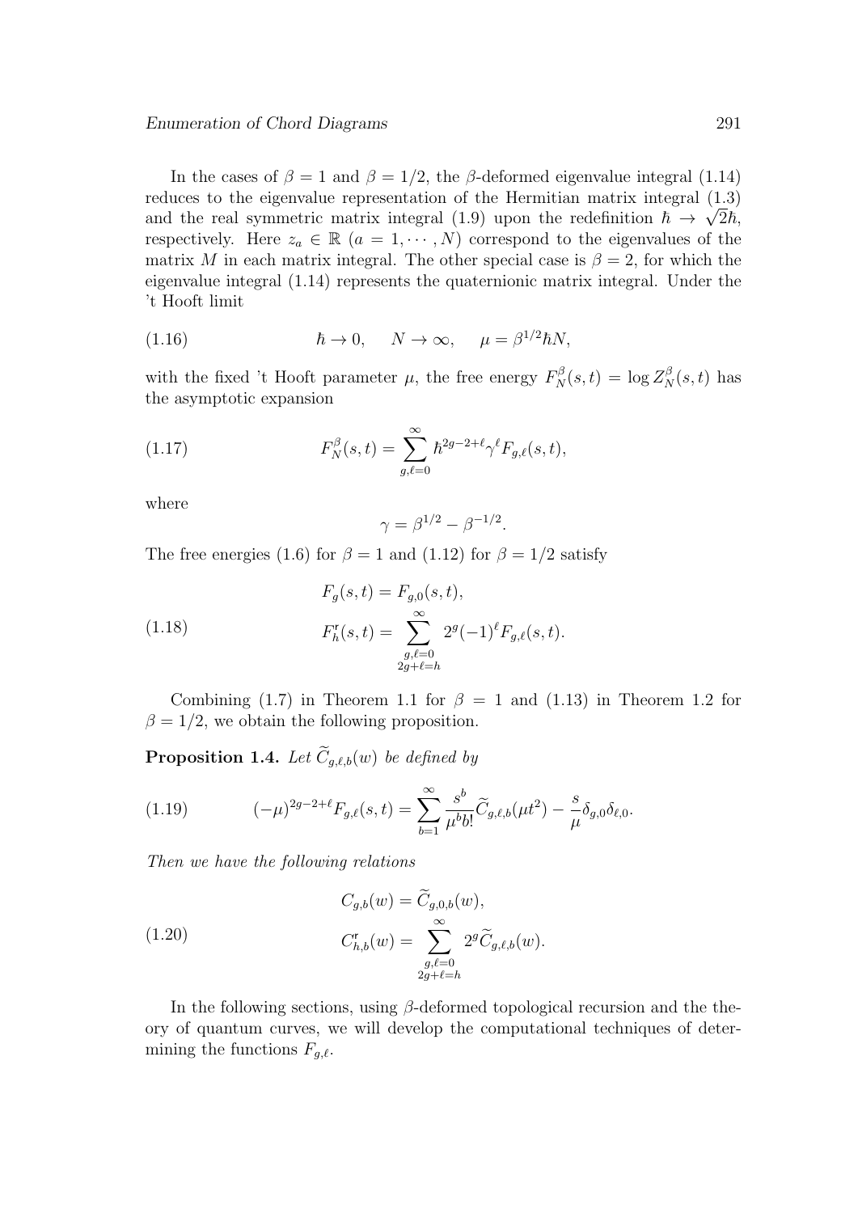In the cases of $\beta = 1$ and $\beta = 1/2$, the $\beta$-deformed eigenvalue integral (1.14) reduces to the eigenvalue representation of the Hermitian matrix integral (1.3) and the real symmetric matrix integral (1.9) upon the redefinition $\hbar \to \sqrt{2}\hbar$, respectively. Here $z_a \in \mathbb{R}$ $(a = 1, \cdots, N)$ correspond to the eigenvalues of the matrix $M$ in each matrix integral. The other special case is $\beta = 2$, for which the eigenvalue integral (1.14) represents the quaternionic matrix integral. Under the 't Hooft limit

$$\hbar \to 0, \qquad N \to \infty, \qquad \mu = \beta^{1/2}\hbar N, \tag{1.16}$$

with the fixed 't Hooft parameter $\mu$, the free energy $F_N^{\beta}(s,t) = \log Z_N^{\beta}(s,t)$ has the asymptotic expansion

$$F_N^{\beta}(s,t) = \sum_{g,\ell=0}^{\infty} \hbar^{2g-2+\ell}\gamma^{\ell} F_{g,\ell}(s,t), \tag{1.17}$$

where

$$\gamma = \beta^{1/2} - \beta^{-1/2}.$$

The free energies (1.6) for $\beta = 1$ and (1.12) for $\beta = 1/2$ satisfy

$$\begin{aligned} F_g(s,t) &= F_{g,0}(s,t), \\ F_h^{\mathfrak{r}}(s,t) &= \sum_{\substack{g,\ell=0 \\ 2g+\ell=h}}^{\infty} 2^g (-1)^{\ell} F_{g,\ell}(s,t). \end{aligned} \tag{1.18}$$

Combining (1.7) in Theorem 1.1 for $\beta = 1$ and (1.13) in Theorem 1.2 for $\beta = 1/2$, we obtain the following proposition.

**Proposition 1.4.** *Let* $\widetilde{C}_{g,\ell,b}(w)$ *be defined by*

$$(-\mu)^{2g-2+\ell} F_{g,\ell}(s,t) = \sum_{b=1}^{\infty} \frac{s^b}{\mu^b b!} \widetilde{C}_{g,\ell,b}(\mu t^2) - \frac{s}{\mu}\delta_{g,0}\delta_{\ell,0}. \tag{1.19}$$

*Then we have the following relations*

$$\begin{aligned} C_{g,b}(w) &= \widetilde{C}_{g,0,b}(w), \\ C_{h,b}^{\mathfrak{r}}(w) &= \sum_{\substack{g,\ell=0 \\ 2g+\ell=h}}^{\infty} 2^g \widetilde{C}_{g,\ell,b}(w). \end{aligned} \tag{1.20}$$

In the following sections, using $\beta$-deformed topological recursion and the theory of quantum curves, we will develop the computational techniques of determining the functions $F_{g,\ell}$.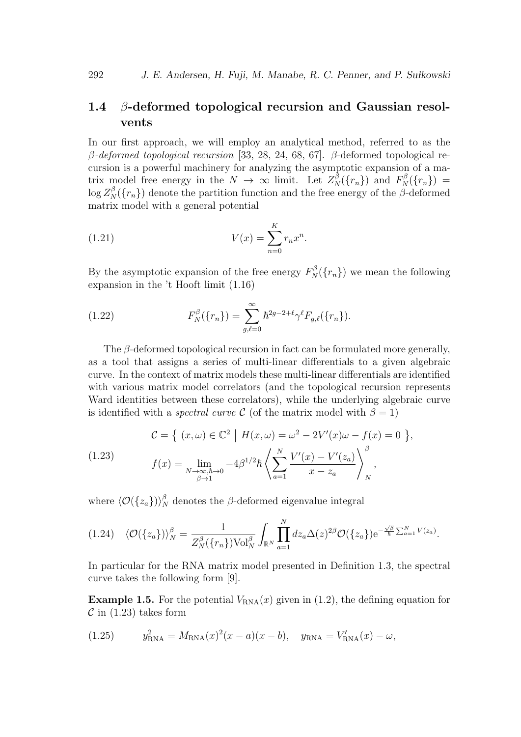## 1.4 $\beta$-deformed topological recursion and Gaussian resolvents

In our first approach, we will employ an analytical method, referred to as the *$\beta$-deformed topological recursion* [33, 28, 24, 68, 67]. $\beta$-deformed topological recursion is a powerful machinery for analyzing the asymptotic expansion of a matrix model free energy in the $N \to \infty$ limit. Let $Z_N^\beta(\{r_n\})$ and $F_N^\beta(\{r_n\}) = \log Z_N^\beta(\{r_n\})$ denote the partition function and the free energy of the $\beta$-deformed matrix model with a general potential

$$V(x) = \sum_{n=0}^{K} r_n x^n. \tag{1.21}$$

By the asymptotic expansion of the free energy $F_N^\beta(\{r_n\})$ we mean the following expansion in the 't Hooft limit (1.16)

$$F_N^\beta(\{r_n\}) = \sum_{g,\ell=0}^{\infty} \hbar^{2g-2+\ell} \gamma^\ell F_{g,\ell}(\{r_n\}). \tag{1.22}$$

The $\beta$-deformed topological recursion in fact can be formulated more generally, as a tool that assigns a series of multi-linear differentials to a given algebraic curve. In the context of matrix models these multi-linear differentials are identified with various matrix model correlators (and the topological recursion represents Ward identities between these correlators), while the underlying algebraic curve is identified with a *spectral curve* $\mathcal{C}$ (of the matrix model with $\beta = 1$)

$$\begin{aligned} &\mathcal{C} = \left\{ \, (x,\omega) \in \mathbb{C}^2 \;\middle|\; H(x,\omega) = \omega^2 - 2V'(x)\omega - f(x) = 0 \, \right\}, \\ &f(x) = \lim_{\substack{N\to\infty,\hbar\to 0 \\ \beta\to 1}} -4\beta^{1/2}\hbar \left\langle \sum_{a=1}^{N} \frac{V'(x) - V'(z_a)}{x - z_a} \right\rangle_N^\beta, \end{aligned} \tag{1.23}$$

where $\langle \mathcal{O}(\{z_a\}) \rangle_N^\beta$ denotes the $\beta$-deformed eigenvalue integral

$$\langle \mathcal{O}(\{z_a\}) \rangle_N^\beta = \frac{1}{Z_N^\beta(\{r_n\}) \mathrm{Vol}_N^\beta} \int_{\mathbb{R}^N} \prod_{a=1}^{N} dz_a \Delta(z)^{2\beta} \mathcal{O}(\{z_a\}) \mathrm{e}^{-\frac{\sqrt{\beta}}{\hbar}\sum_{a=1}^{N} V(z_a)}. \tag{1.24}$$

In particular for the RNA matrix model presented in Definition 1.3, the spectral curve takes the following form [9].

**Example 1.5.** For the potential $V_{\mathrm{RNA}}(x)$ given in (1.2), the defining equation for $\mathcal{C}$ in (1.23) takes form

$$y_{\mathrm{RNA}}^2 = M_{\mathrm{RNA}}(x)^2 (x-a)(x-b), \quad y_{\mathrm{RNA}} = V'_{\mathrm{RNA}}(x) - \omega, \tag{1.25}$$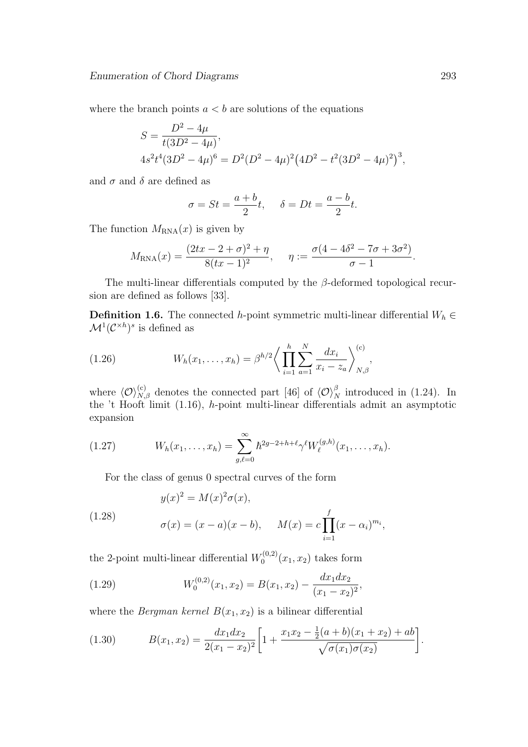where the branch points $a < b$ are solutions of the equations

$$S = \frac{D^2 - 4\mu}{t(3D^2 - 4\mu)},$$
$$4s^2 t^4 (3D^2 - 4\mu)^6 = D^2 (D^2 - 4\mu)^2 \big(4D^2 - t^2(3D^2 - 4\mu)^2\big)^3,$$

and $\sigma$ and $\delta$ are defined as

$$\sigma = St = \frac{a+b}{2}t, \qquad \delta = Dt = \frac{a-b}{2}t.$$

The function $M_{\mathrm{RNA}}(x)$ is given by

$$M_{\mathrm{RNA}}(x) = \frac{(2tx - 2 + \sigma)^2 + \eta}{8(tx-1)^2}, \qquad \eta := \frac{\sigma(4 - 4\delta^2 - 7\sigma + 3\sigma^2)}{\sigma - 1}.$$

The multi-linear differentials computed by the $\beta$-deformed topological recursion are defined as follows [33].

**Definition 1.6.** The connected $h$-point symmetric multi-linear differential $W_h \in \mathcal{M}^1(\mathcal{C}^{\times h})^s$ is defined as

$$W_h(x_1, \dots, x_h) = \beta^{h/2} \left\langle \prod_{i=1}^{h} \sum_{a=1}^{N} \frac{dx_i}{x_i - z_a} \right\rangle_{N,\beta}^{(\mathrm{c})}, \tag{1.26}$$

where $\langle \mathcal{O} \rangle_{N,\beta}^{(\mathrm{c})}$ denotes the connected part [46] of $\langle \mathcal{O} \rangle_N^\beta$ introduced in (1.24). In the 't Hooft limit (1.16), $h$-point multi-linear differentials admit an asymptotic expansion

$$W_h(x_1, \dots, x_h) = \sum_{g,\ell=0}^{\infty} \hbar^{2g-2+h+\ell} \gamma^\ell W_\ell^{(g,h)}(x_1, \dots, x_h). \tag{1.27}$$

For the class of genus 0 spectral curves of the form

$$\begin{aligned} &y(x)^2 = M(x)^2 \sigma(x), \\ &\sigma(x) = (x-a)(x-b), \qquad M(x) = c \prod_{i=1}^{f} (x - \alpha_i)^{m_i}, \end{aligned} \tag{1.28}$$

the 2-point multi-linear differential $W_0^{(0,2)}(x_1, x_2)$ takes form

$$W_0^{(0,2)}(x_1, x_2) = B(x_1, x_2) - \frac{dx_1 dx_2}{(x_1 - x_2)^2}, \tag{1.29}$$

where the *Bergman kernel* $B(x_1, x_2)$ is a bilinear differential

$$B(x_1, x_2) = \frac{dx_1 dx_2}{2(x_1 - x_2)^2} \left[ 1 + \frac{x_1 x_2 - \frac{1}{2}(a+b)(x_1 + x_2) + ab}{\sqrt{\sigma(x_1)\sigma(x_2)}} \right]. \tag{1.30}$$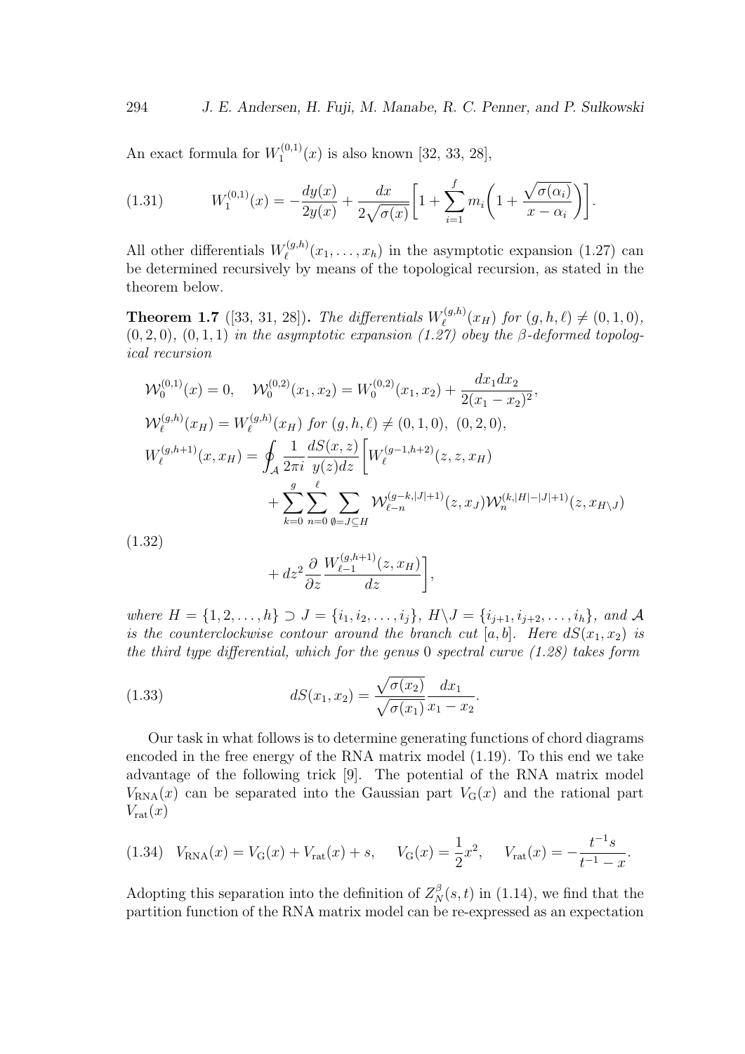An exact formula for $W_1^{(0,1)}(x)$ is also known [32, 33, 28],

$$W_1^{(0,1)}(x) = -\frac{dy(x)}{2y(x)} + \frac{dx}{2\sqrt{\sigma(x)}}\left[1 + \sum_{i=1}^{f} m_i\left(1 + \frac{\sqrt{\sigma(\alpha_i)}}{x - \alpha_i}\right)\right]. \tag{1.31}$$

All other differentials $W_\ell^{(g,h)}(x_1, \ldots, x_h)$ in the asymptotic expansion (1.27) can be determined recursively by means of the topological recursion, as stated in the theorem below.

**Theorem 1.7** ([33, 31, 28])**.** *The differentials $W_\ell^{(g,h)}(x_H)$ for $(g,h,\ell) \neq (0,1,0)$, $(0,2,0)$, $(0,1,1)$ in the asymptotic expansion (1.27) obey the $\beta$-deformed topological recursion*

$$\begin{aligned}
&\mathcal{W}_0^{(0,1)}(x) = 0, \quad \mathcal{W}_0^{(0,2)}(x_1, x_2) = W_0^{(0,2)}(x_1, x_2) + \frac{dx_1 dx_2}{2(x_1 - x_2)^2}, \\
&\mathcal{W}_\ell^{(g,h)}(x_H) = W_\ell^{(g,h)}(x_H) \text{ for } (g,h,\ell) \neq (0,1,0),\ (0,2,0), \\
&W_\ell^{(g,h+1)}(x, x_H) = \oint_{\mathcal{A}} \frac{1}{2\pi i} \frac{dS(x,z)}{y(z)dz}\Bigg[W_\ell^{(g-1,h+2)}(z, z, x_H) \\
&\qquad + \sum_{k=0}^{g}\sum_{n=0}^{\ell}\sum_{\emptyset = J \subseteq H} \mathcal{W}_{\ell-n}^{(g-k,|J|+1)}(z, x_J)\mathcal{W}_n^{(k,|H|-|J|+1)}(z, x_{H\setminus J}) \\
&\qquad + dz^2 \frac{\partial}{\partial z}\frac{W_{\ell-1}^{(g,h+1)}(z, x_H)}{dz}\Bigg],
\end{aligned} \tag{1.32}$$

*where $H = \{1, 2, \ldots, h\} \supset J = \{i_1, i_2, \ldots, i_j\}$, $H \backslash J = \{i_{j+1}, i_{j+2}, \ldots, i_h\}$, and $\mathcal{A}$ is the counterclockwise contour around the branch cut $[a,b]$. Here $dS(x_1, x_2)$ is the third type differential, which for the genus 0 spectral curve (1.28) takes form*

$$dS(x_1, x_2) = \frac{\sqrt{\sigma(x_2)}}{\sqrt{\sigma(x_1)}}\frac{dx_1}{x_1 - x_2}. \tag{1.33}$$

Our task in what follows is to determine generating functions of chord diagrams encoded in the free energy of the RNA matrix model (1.19). To this end we take advantage of the following trick [9]. The potential of the RNA matrix model $V_{\mathrm{RNA}}(x)$ can be separated into the Gaussian part $V_{\mathrm{G}}(x)$ and the rational part $V_{\mathrm{rat}}(x)$

$$V_{\mathrm{RNA}}(x) = V_{\mathrm{G}}(x) + V_{\mathrm{rat}}(x) + s, \qquad V_{\mathrm{G}}(x) = \frac{1}{2}x^2, \qquad V_{\mathrm{rat}}(x) = -\frac{t^{-1}s}{t^{-1} - x}. \tag{1.34}$$

Adopting this separation into the definition of $Z_N^\beta(s,t)$ in (1.14), we find that the partition function of the RNA matrix model can be re-expressed as an expectation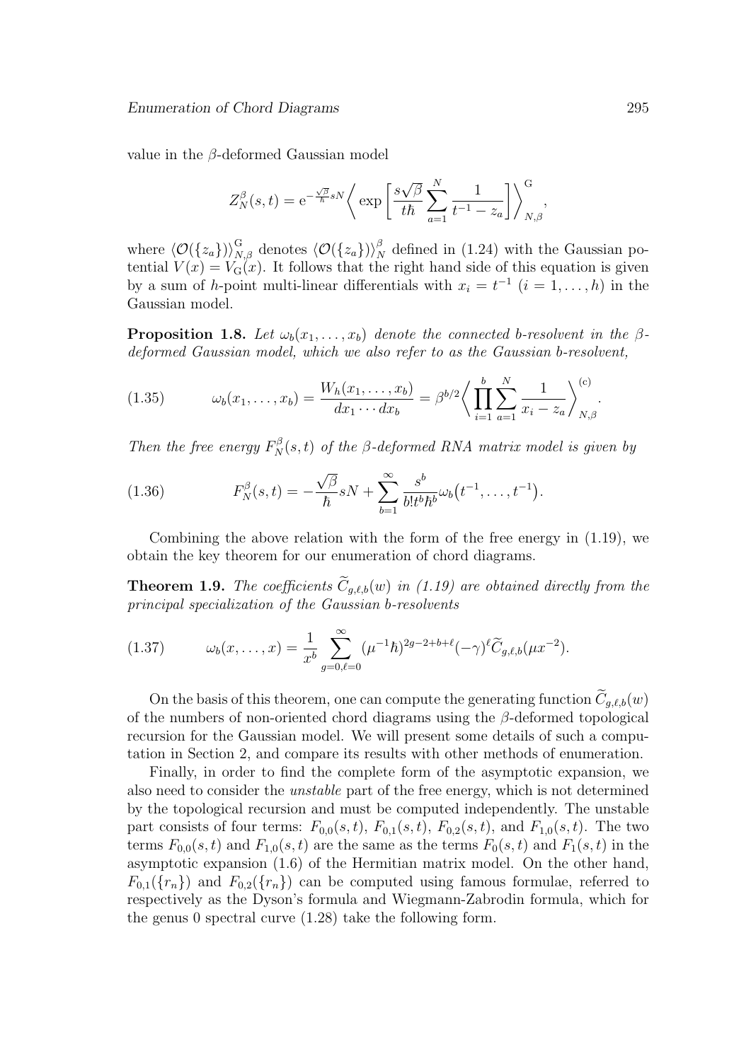value in the $\beta$-deformed Gaussian model

$$Z_N^\beta(s,t) = \mathrm{e}^{-\frac{\sqrt{\beta}}{\hbar}sN} \left\langle \exp\left[\frac{s\sqrt{\beta}}{t\hbar}\sum_{a=1}^{N}\frac{1}{t^{-1}-z_a}\right]\right\rangle_{N,\beta}^{\mathrm{G}},$$

where $\langle \mathcal{O}(\{z_a\})\rangle_{N,\beta}^{\mathrm{G}}$ denotes $\langle \mathcal{O}(\{z_a\})\rangle_N^\beta$ defined in (1.24) with the Gaussian potential $V(x) = V_{\mathrm{G}}(x)$. It follows that the right hand side of this equation is given by a sum of $h$-point multi-linear differentials with $x_i = t^{-1}$ $(i = 1, \ldots, h)$ in the Gaussian model.

**Proposition 1.8.** *Let $\omega_b(x_1, \ldots, x_b)$ denote the connected $b$-resolvent in the $\beta$-deformed Gaussian model, which we also refer to as the Gaussian $b$-resolvent,*

$$\omega_b(x_1,\ldots,x_b) = \frac{W_h(x_1,\ldots,x_b)}{dx_1\cdots dx_b} = \beta^{b/2}\left\langle \prod_{i=1}^{b}\sum_{a=1}^{N}\frac{1}{x_i - z_a}\right\rangle_{N,\beta}^{(\mathrm{c})}. \tag{1.35}$$

*Then the free energy $F_N^\beta(s,t)$ of the $\beta$-deformed RNA matrix model is given by*

$$F_N^\beta(s,t) = -\frac{\sqrt{\beta}}{\hbar}sN + \sum_{b=1}^{\infty}\frac{s^b}{b!t^b\hbar^b}\omega_b\big(t^{-1},\ldots,t^{-1}\big). \tag{1.36}$$

Combining the above relation with the form of the free energy in (1.19), we obtain the key theorem for our enumeration of chord diagrams.

**Theorem 1.9.** *The coefficients $\widetilde{C}_{g,\ell,b}(w)$ in (1.19) are obtained directly from the principal specialization of the Gaussian $b$-resolvents*

$$\omega_b(x,\ldots,x) = \frac{1}{x^b}\sum_{g=0,\ell=0}^{\infty}(\mu^{-1}\hbar)^{2g-2+b+\ell}(-\gamma)^\ell\widetilde{C}_{g,\ell,b}(\mu x^{-2}). \tag{1.37}$$

On the basis of this theorem, one can compute the generating function $\widetilde{C}_{g,\ell,b}(w)$ of the numbers of non-oriented chord diagrams using the $\beta$-deformed topological recursion for the Gaussian model. We will present some details of such a computation in Section 2, and compare its results with other methods of enumeration.

Finally, in order to find the complete form of the asymptotic expansion, we also need to consider the *unstable* part of the free energy, which is not determined by the topological recursion and must be computed independently. The unstable part consists of four terms: $F_{0,0}(s,t)$, $F_{0,1}(s,t)$, $F_{0,2}(s,t)$, and $F_{1,0}(s,t)$. The two terms $F_{0,0}(s,t)$ and $F_{1,0}(s,t)$ are the same as the terms $F_0(s,t)$ and $F_1(s,t)$ in the asymptotic expansion (1.6) of the Hermitian matrix model. On the other hand, $F_{0,1}(\{r_n\})$ and $F_{0,2}(\{r_n\})$ can be computed using famous formulae, referred to respectively as the Dyson's formula and Wiegmann-Zabrodin formula, which for the genus 0 spectral curve (1.28) take the following form.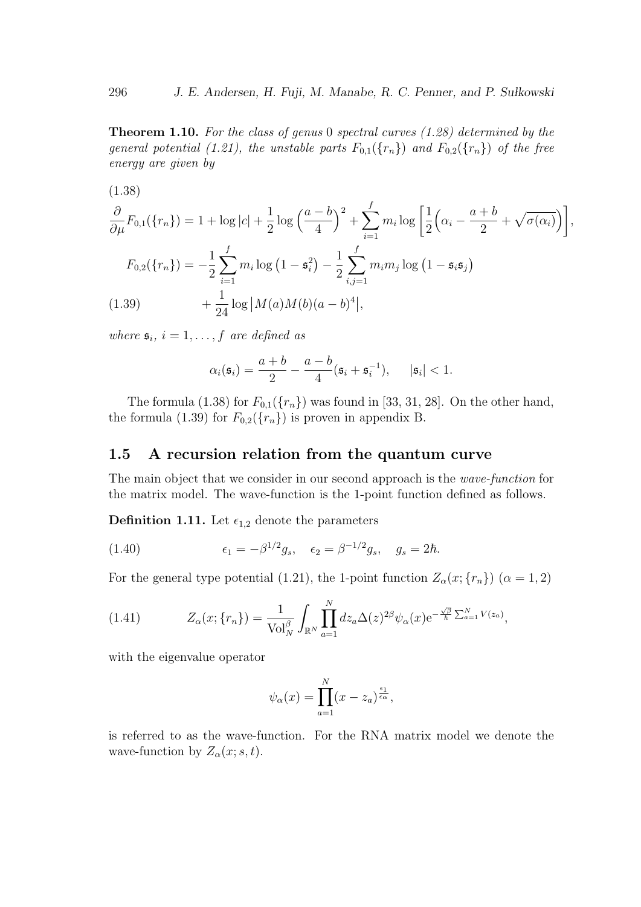**Theorem 1.10.** *For the class of genus* 0 *spectral curves (1.28) determined by the general potential (1.21), the unstable parts* $F_{0,1}(\{r_n\})$ *and* $F_{0,2}(\{r_n\})$ *of the free energy are given by*

$$
\frac{\partial}{\partial \mu}F_{0,1}(\{r_n\}) = 1 + \log|c| + \frac{1}{2}\log\Big(\frac{a-b}{4}\Big)^2 + \sum_{i=1}^{f} m_i \log\Big[\frac{1}{2}\Big(\alpha_i - \frac{a+b}{2} + \sqrt{\sigma(\alpha_i)}\Big)\Big], \tag{1.38}
$$

$$
\begin{aligned}
F_{0,2}(\{r_n\}) = &-\frac{1}{2}\sum_{i=1}^{f} m_i \log\big(1-\mathfrak{s}_i^2\big) - \frac{1}{2}\sum_{i,j=1}^{f} m_i m_j \log\big(1-\mathfrak{s}_i\mathfrak{s}_j\big) \\
&+ \frac{1}{24}\log\big|M(a)M(b)(a-b)^4\big|,
\end{aligned} \tag{1.39}
$$

*where* $\mathfrak{s}_i$, $i=1,\dots,f$ *are defined as*

$$
\alpha_i(\mathfrak{s}_i) = \frac{a+b}{2} - \frac{a-b}{4}(\mathfrak{s}_i + \mathfrak{s}_i^{-1}), \qquad |\mathfrak{s}_i| < 1.
$$

The formula (1.38) for $F_{0,1}(\{r_n\})$ was found in [33, 31, 28]. On the other hand, the formula (1.39) for $F_{0,2}(\{r_n\})$ is proven in appendix B.

## 1.5 A recursion relation from the quantum curve

The main object that we consider in our second approach is the *wave-function* for the matrix model. The wave-function is the 1-point function defined as follows.

**Definition 1.11.** Let $\epsilon_{1,2}$ denote the parameters

$$
\epsilon_1 = -\beta^{1/2} g_s, \quad \epsilon_2 = \beta^{-1/2} g_s, \quad g_s = 2\hbar. \tag{1.40}
$$

For the general type potential (1.21), the 1-point function $Z_\alpha(x;\{r_n\})$ ($\alpha = 1,2$)

$$
Z_\alpha(x;\{r_n\}) = \frac{1}{\mathrm{Vol}_N^\beta}\int_{\mathbb{R}^N}\prod_{a=1}^{N} dz_a \Delta(z)^{2\beta}\psi_\alpha(x)\mathrm{e}^{-\frac{\sqrt{\beta}}{\hbar}\sum_{a=1}^{N} V(z_a)}, \tag{1.41}
$$

with the eigenvalue operator

$$
\psi_\alpha(x) = \prod_{a=1}^{N}(x-z_a)^{\frac{\epsilon_1}{\epsilon_\alpha}},
$$

is referred to as the wave-function. For the RNA matrix model we denote the wave-function by $Z_\alpha(x;s,t)$.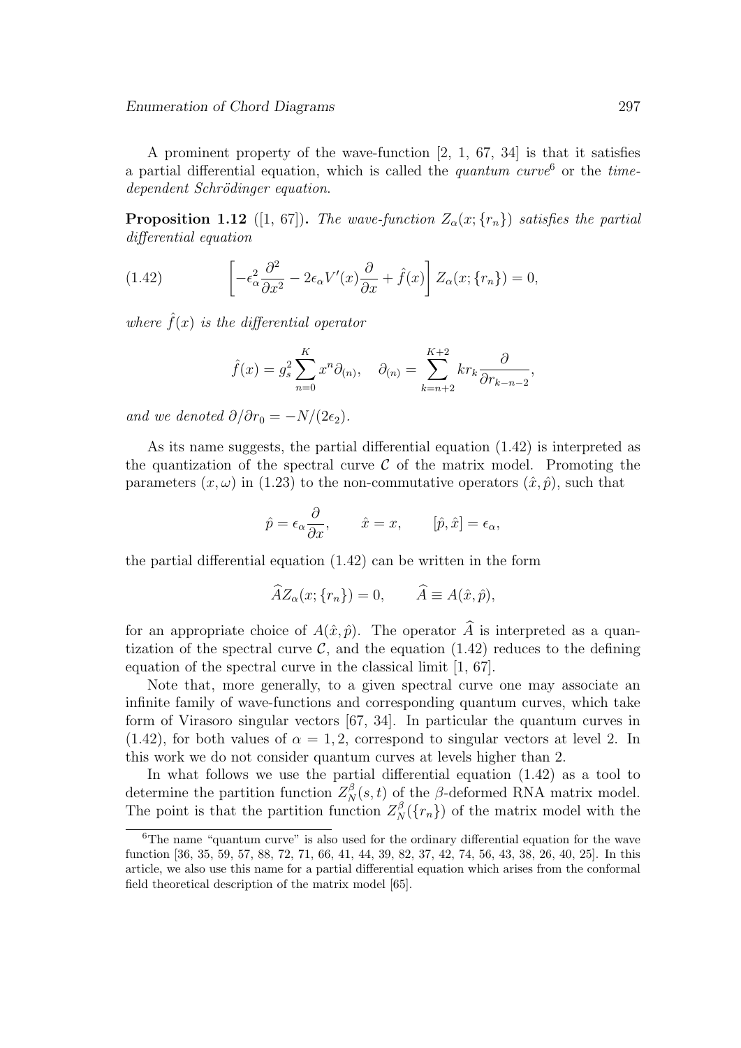A prominent property of the wave-function [2, 1, 67, 34] is that it satisfies a partial differential equation, which is called the *quantum curve*[6] or the *time-dependent Schrödinger equation*.

**Proposition 1.12** ([1, 67])**.** *The wave-function $Z_\alpha(x;\{r_n\})$ satisfies the partial differential equation*

$$\left[-\epsilon_\alpha^2 \frac{\partial^2}{\partial x^2} - 2\epsilon_\alpha V'(x)\frac{\partial}{\partial x} + \hat{f}(x)\right] Z_\alpha(x;\{r_n\}) = 0, \tag{1.42}$$

*where $\hat{f}(x)$ is the differential operator*

$$\hat{f}(x) = g_s^2 \sum_{n=0}^{K} x^n \partial_{(n)}, \quad \partial_{(n)} = \sum_{k=n+2}^{K+2} k r_k \frac{\partial}{\partial r_{k-n-2}},$$

*and we denoted $\partial/\partial r_0 = -N/(2\epsilon_2)$.*

As its name suggests, the partial differential equation (1.42) is interpreted as the quantization of the spectral curve $\mathcal{C}$ of the matrix model. Promoting the parameters $(x,\omega)$ in (1.23) to the non-commutative operators $(\hat{x},\hat{p})$, such that

$$\hat{p} = \epsilon_\alpha \frac{\partial}{\partial x}, \qquad \hat{x} = x, \qquad [\hat{p},\hat{x}] = \epsilon_\alpha,$$

the partial differential equation (1.42) can be written in the form

$$\widehat{A} Z_\alpha(x;\{r_n\}) = 0, \qquad \widehat{A} \equiv A(\hat{x},\hat{p}),$$

for an appropriate choice of $A(\hat{x},\hat{p})$. The operator $\widehat{A}$ is interpreted as a quantization of the spectral curve $\mathcal{C}$, and the equation (1.42) reduces to the defining equation of the spectral curve in the classical limit [1, 67].

Note that, more generally, to a given spectral curve one may associate an infinite family of wave-functions and corresponding quantum curves, which take form of Virasoro singular vectors [67, 34]. In particular the quantum curves in (1.42), for both values of $\alpha = 1, 2$, correspond to singular vectors at level 2. In this work we do not consider quantum curves at levels higher than 2.

In what follows we use the partial differential equation (1.42) as a tool to determine the partition function $Z_N^\beta(s,t)$ of the $\beta$-deformed RNA matrix model. The point is that the partition function $Z_N^\beta(\{r_n\})$ of the matrix model with the

[6] The name "quantum curve" is also used for the ordinary differential equation for the wave function [36, 35, 59, 57, 88, 72, 71, 66, 41, 44, 39, 82, 37, 42, 74, 56, 43, 38, 26, 40, 25]. In this article, we also use this name for a partial differential equation which arises from the conformal field theoretical description of the matrix model [65].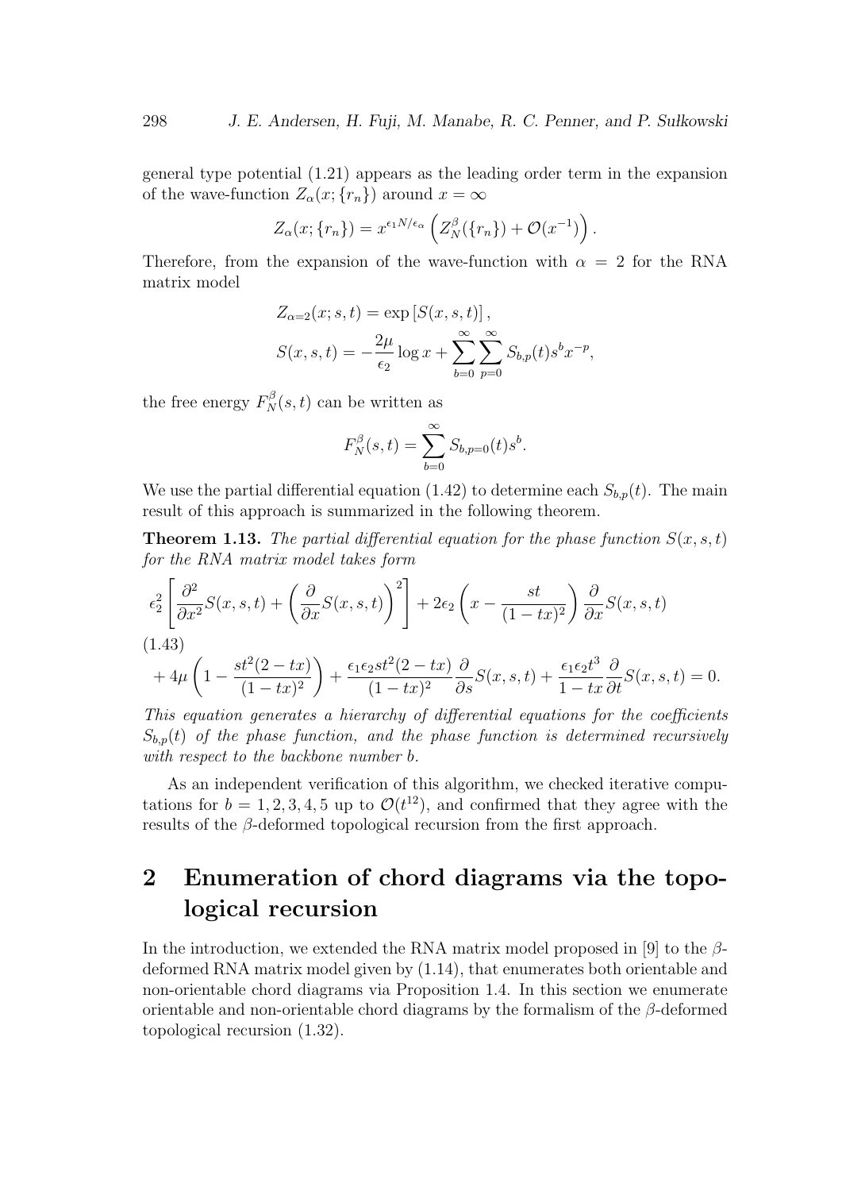general type potential (1.21) appears as the leading order term in the expansion of the wave-function $Z_\alpha(x;\{r_n\})$ around $x=\infty$

$$
Z_\alpha(x;\{r_n\}) = x^{\epsilon_1 N/\epsilon_\alpha}\left(Z_N^\beta(\{r_n\}) + \mathcal{O}(x^{-1})\right).
$$

Therefore, from the expansion of the wave-function with $\alpha = 2$ for the RNA matrix model

$$
\begin{aligned}
&Z_{\alpha=2}(x;s,t) = \exp\left[S(x,s,t)\right],\\
&S(x,s,t) = -\frac{2\mu}{\epsilon_2}\log x + \sum_{b=0}^{\infty}\sum_{p=0}^{\infty} S_{b,p}(t) s^b x^{-p},
\end{aligned}
$$

the free energy $F_N^\beta(s,t)$ can be written as

$$
F_N^\beta(s,t) = \sum_{b=0}^{\infty} S_{b,p=0}(t) s^b.
$$

We use the partial differential equation (1.42) to determine each $S_{b,p}(t)$. The main result of this approach is summarized in the following theorem.

**Theorem 1.13.** *The partial differential equation for the phase function $S(x,s,t)$ for the RNA matrix model takes form*

$$
\begin{aligned}
&\epsilon_2^2\left[\frac{\partial^2}{\partial x^2}S(x,s,t) + \left(\frac{\partial}{\partial x}S(x,s,t)\right)^2\right] + 2\epsilon_2\left(x - \frac{st}{(1-tx)^2}\right)\frac{\partial}{\partial x}S(x,s,t)\\
&+ 4\mu\left(1 - \frac{st^2(2-tx)}{(1-tx)^2}\right) + \frac{\epsilon_1\epsilon_2 st^2(2-tx)}{(1-tx)^2}\frac{\partial}{\partial s}S(x,s,t) + \frac{\epsilon_1\epsilon_2 t^3}{1-tx}\frac{\partial}{\partial t}S(x,s,t) = 0.
\end{aligned}
\tag{1.43}
$$

*This equation generates a hierarchy of differential equations for the coefficients $S_{b,p}(t)$ of the phase function, and the phase function is determined recursively with respect to the backbone number $b$.*

As an independent verification of this algorithm, we checked iterative computations for $b = 1,2,3,4,5$ up to $\mathcal{O}(t^{12})$, and confirmed that they agree with the results of the $\beta$-deformed topological recursion from the first approach.

## 2 Enumeration of chord diagrams via the topological recursion

In the introduction, we extended the RNA matrix model proposed in [9] to the $\beta$-deformed RNA matrix model given by (1.14), that enumerates both orientable and non-orientable chord diagrams via Proposition 1.4. In this section we enumerate orientable and non-orientable chord diagrams by the formalism of the $\beta$-deformed topological recursion (1.32).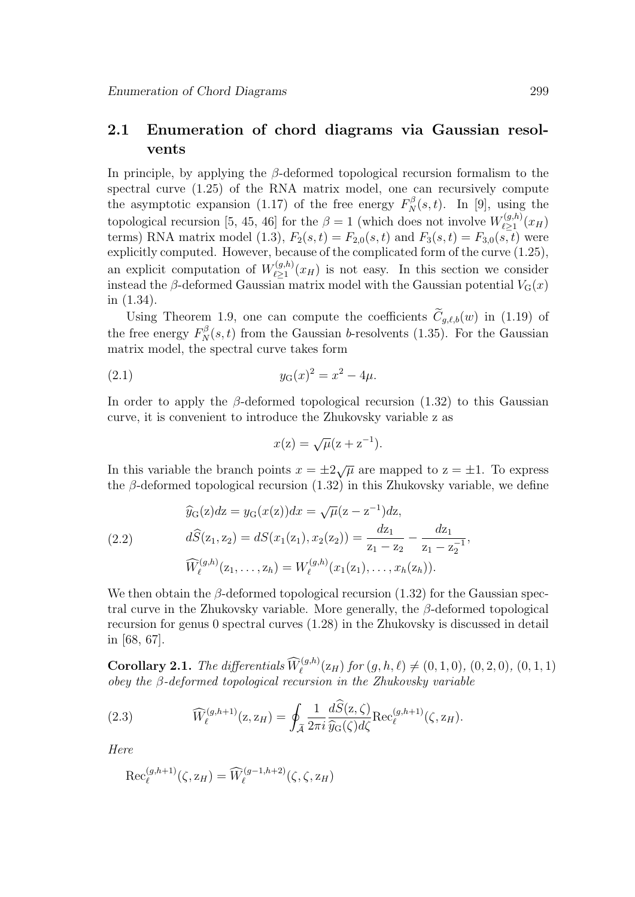## 2.1 Enumeration of chord diagrams via Gaussian resolvents

In principle, by applying the $\beta$-deformed topological recursion formalism to the spectral curve (1.25) of the RNA matrix model, one can recursively compute the asymptotic expansion (1.17) of the free energy $F_N^\beta(s,t)$. In [9], using the topological recursion [5, 45, 46] for the $\beta = 1$ (which does not involve $W_{\ell\geq 1}^{(g,h)}(x_H)$ terms) RNA matrix model (1.3), $F_2(s,t) = F_{2,0}(s,t)$ and $F_3(s,t) = F_{3,0}(s,t)$ were explicitly computed. However, because of the complicated form of the curve (1.25), an explicit computation of $W_{\ell\geq 1}^{(g,h)}(x_H)$ is not easy. In this section we consider instead the $\beta$-deformed Gaussian matrix model with the Gaussian potential $V_{\mathrm{G}}(x)$ in (1.34).

Using Theorem 1.9, one can compute the coefficients $\widetilde{C}_{g,\ell,b}(w)$ in (1.19) of the free energy $F_N^\beta(s,t)$ from the Gaussian $b$-resolvents (1.35). For the Gaussian matrix model, the spectral curve takes form

$$y_{\mathrm{G}}(x)^2 = x^2 - 4\mu. \tag{2.1}$$

In order to apply the $\beta$-deformed topological recursion (1.32) to this Gaussian curve, it is convenient to introduce the Zhukovsky variable z as

$$x(\mathrm{z}) = \sqrt{\mu}(\mathrm{z} + \mathrm{z}^{-1}).$$

In this variable the branch points $x = \pm 2\sqrt{\mu}$ are mapped to $\mathrm{z} = \pm 1$. To express the $\beta$-deformed topological recursion (1.32) in this Zhukovsky variable, we define

$$\begin{aligned}
&\widehat{y}_{\mathrm{G}}(\mathrm{z})d\mathrm{z} = y_{\mathrm{G}}(x(\mathrm{z}))dx = \sqrt{\mu}(\mathrm{z} - \mathrm{z}^{-1})d\mathrm{z},\\
&d\widehat{S}(\mathrm{z}_1,\mathrm{z}_2) = dS(x_1(\mathrm{z}_1), x_2(\mathrm{z}_2)) = \frac{d\mathrm{z}_1}{\mathrm{z}_1 - \mathrm{z}_2} - \frac{d\mathrm{z}_1}{\mathrm{z}_1 - \mathrm{z}_2^{-1}},\\
&\widehat{W}_\ell^{(g,h)}(\mathrm{z}_1,\ldots,\mathrm{z}_h) = W_\ell^{(g,h)}(x_1(\mathrm{z}_1),\ldots,x_h(\mathrm{z}_h)).
\end{aligned} \tag{2.2}$$

We then obtain the $\beta$-deformed topological recursion (1.32) for the Gaussian spectral curve in the Zhukovsky variable. More generally, the $\beta$-deformed topological recursion for genus 0 spectral curves (1.28) in the Zhukovsky is discussed in detail in [68, 67].

**Corollary 2.1.** *The differentials* $\widehat{W}_\ell^{(g,h)}(\mathrm{z}_H)$ *for* $(g,h,\ell) \neq (0,1,0)$, $(0,2,0)$, $(0,1,1)$ *obey the* $\beta$*-deformed topological recursion in the Zhukovsky variable*

$$\widehat{W}_\ell^{(g,h+1)}(\mathrm{z},\mathrm{z}_H) = \oint_{\bar{\mathcal{A}}} \frac{1}{2\pi i}\frac{d\widehat{S}(\mathrm{z},\zeta)}{\widehat{y}_{\mathrm{G}}(\zeta)d\zeta}\mathrm{Rec}_\ell^{(g,h+1)}(\zeta,\mathrm{z}_H). \tag{2.3}$$

*Here*

$$\mathrm{Rec}_\ell^{(g,h+1)}(\zeta,\mathrm{z}_H) = \widehat{W}_\ell^{(g-1,h+2)}(\zeta,\zeta,\mathrm{z}_H)$$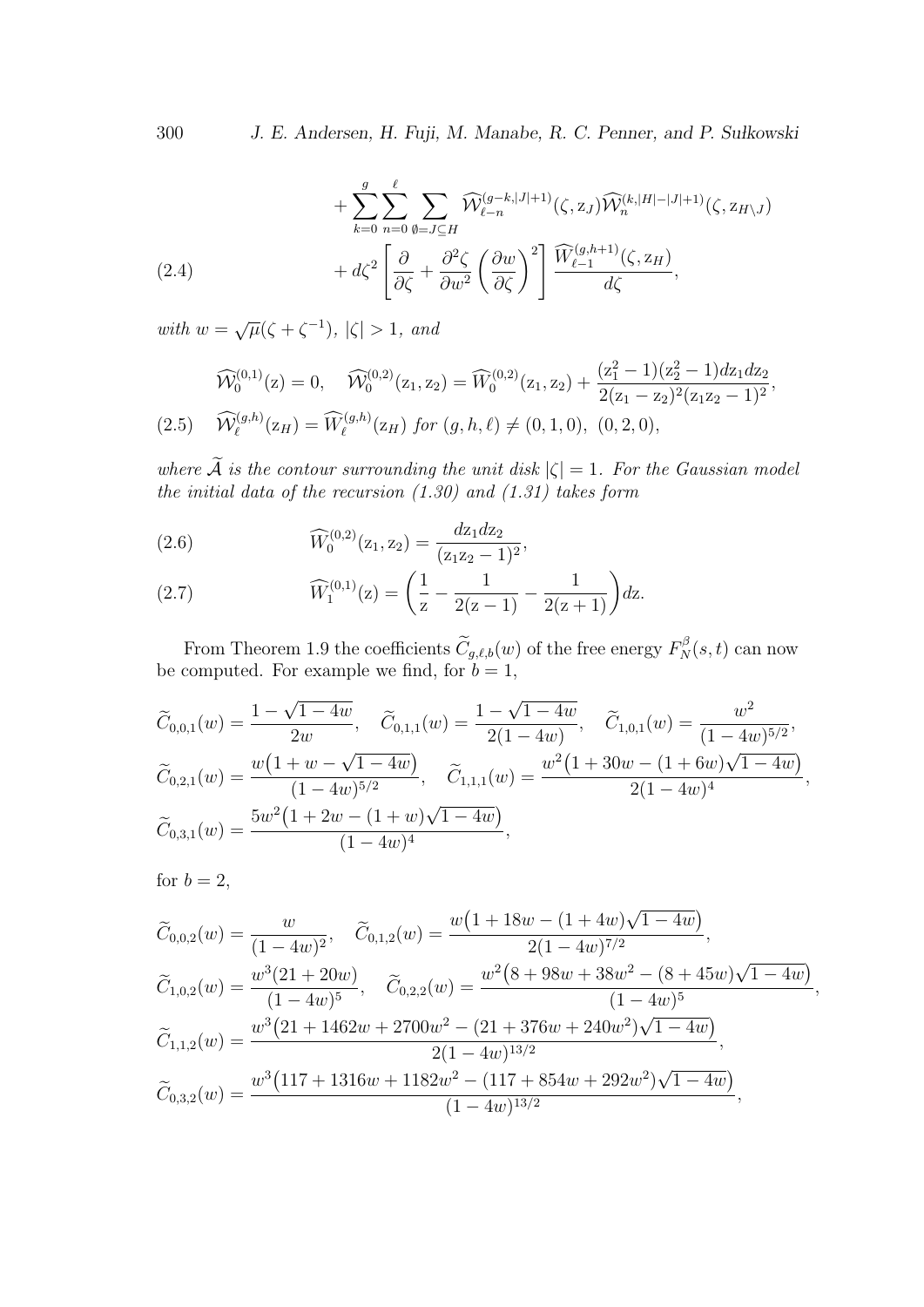$$+\sum_{k=0}^{g}\sum_{n=0}^{\ell}\sum_{\emptyset=J\subseteq H}\widehat{\mathcal{W}}_{\ell-n}^{(g-k,|J|+1)}(\zeta,\mathrm{z}_J)\widehat{\mathcal{W}}_{n}^{(k,|H|-|J|+1)}(\zeta,\mathrm{z}_{H\setminus J})$$

$$+\,d\zeta^2\left[\frac{\partial}{\partial\zeta}+\frac{\partial^2\zeta}{\partial w^2}\left(\frac{\partial w}{\partial\zeta}\right)^2\right]\frac{\widehat{W}_{\ell-1}^{(g,h+1)}(\zeta,\mathrm{z}_H)}{d\zeta},\tag{2.4}$$

*with* $w=\sqrt{\mu}(\zeta+\zeta^{-1})$, $|\zeta|>1$, *and*

$$\widehat{\mathcal{W}}_0^{(0,1)}(\mathrm{z})=0,\quad \widehat{\mathcal{W}}_0^{(0,2)}(\mathrm{z}_1,\mathrm{z}_2)=\widehat{W}_0^{(0,2)}(\mathrm{z}_1,\mathrm{z}_2)+\frac{(\mathrm{z}_1^2-1)(\mathrm{z}_2^2-1)d\mathrm{z}_1d\mathrm{z}_2}{2(\mathrm{z}_1-\mathrm{z}_2)^2(\mathrm{z}_1\mathrm{z}_2-1)^2},$$

$$\widehat{\mathcal{W}}_\ell^{(g,h)}(\mathrm{z}_H)=\widehat{W}_\ell^{(g,h)}(\mathrm{z}_H)\ \textit{for}\ (g,h,\ell)\neq(0,1,0),\ (0,2,0),\tag{2.5}$$

*where* $\widetilde{\mathcal{A}}$ *is the contour surrounding the unit disk* $|\zeta|=1$*. For the Gaussian model the initial data of the recursion (1.30) and (1.31) takes form*

$$\widehat{W}_0^{(0,2)}(\mathrm{z}_1,\mathrm{z}_2)=\frac{d\mathrm{z}_1d\mathrm{z}_2}{(\mathrm{z}_1\mathrm{z}_2-1)^2},\tag{2.6}$$

$$\widehat{W}_1^{(0,1)}(\mathrm{z})=\left(\frac{1}{\mathrm{z}}-\frac{1}{2(\mathrm{z}-1)}-\frac{1}{2(\mathrm{z}+1)}\right)d\mathrm{z}.\tag{2.7}$$

From Theorem 1.9 the coefficients $\widetilde{C}_{g,\ell,b}(w)$ of the free energy $F_N^\beta(s,t)$ can now be computed. For example we find, for $b=1$,

$$\widetilde{C}_{0,0,1}(w)=\frac{1-\sqrt{1-4w}}{2w},\quad \widetilde{C}_{0,1,1}(w)=\frac{1-\sqrt{1-4w}}{2(1-4w)},\quad \widetilde{C}_{1,0,1}(w)=\frac{w^2}{(1-4w)^{5/2}},$$

$$\widetilde{C}_{0,2,1}(w)=\frac{w\big(1+w-\sqrt{1-4w}\big)}{(1-4w)^{5/2}},\quad \widetilde{C}_{1,1,1}(w)=\frac{w^2\big(1+30w-(1+6w)\sqrt{1-4w}\big)}{2(1-4w)^4},$$

$$\widetilde{C}_{0,3,1}(w)=\frac{5w^2\big(1+2w-(1+w)\sqrt{1-4w}\big)}{(1-4w)^4},$$

for $b=2$,

$$\widetilde{C}_{0,0,2}(w)=\frac{w}{(1-4w)^2},\quad \widetilde{C}_{0,1,2}(w)=\frac{w\big(1+18w-(1+4w)\sqrt{1-4w}\big)}{2(1-4w)^{7/2}},$$

$$\widetilde{C}_{1,0,2}(w)=\frac{w^3(21+20w)}{(1-4w)^5},\quad \widetilde{C}_{0,2,2}(w)=\frac{w^2\big(8+98w+38w^2-(8+45w)\sqrt{1-4w}\big)}{(1-4w)^5},$$

$$\widetilde{C}_{1,1,2}(w)=\frac{w^3\big(21+1462w+2700w^2-(21+376w+240w^2)\sqrt{1-4w}\big)}{2(1-4w)^{13/2}},$$

$$\widetilde{C}_{0,3,2}(w)=\frac{w^3\big(117+1316w+1182w^2-(117+854w+292w^2)\sqrt{1-4w}\big)}{(1-4w)^{13/2}},$$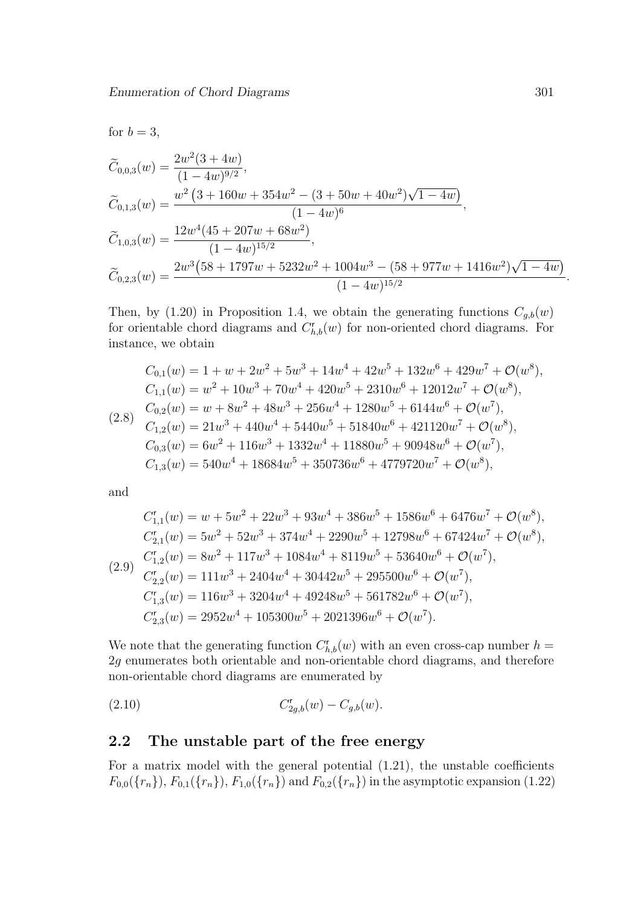for $b = 3$,

$$\widetilde{C}_{0,0,3}(w) = \frac{2w^2(3+4w)}{(1-4w)^{9/2}},$$

$$\widetilde{C}_{0,1,3}(w) = \frac{w^2\left(3+160w+354w^2-(3+50w+40w^2)\sqrt{1-4w}\right)}{(1-4w)^6},$$

$$\widetilde{C}_{1,0,3}(w) = \frac{12w^4(45+207w+68w^2)}{(1-4w)^{15/2}},$$

$$\widetilde{C}_{0,2,3}(w) = \frac{2w^3\left(58+1797w+5232w^2+1004w^3-(58+977w+1416w^2)\sqrt{1-4w}\right)}{(1-4w)^{15/2}}.$$

Then, by (1.20) in Proposition 1.4, we obtain the generating functions $C_{g,b}(w)$ for orientable chord diagrams and $C^{\mathfrak{r}}_{h,b}(w)$ for non-oriented chord diagrams. For instance, we obtain

$$(2.8)\quad \begin{aligned}
C_{0,1}(w) &= 1+w+2w^2+5w^3+14w^4+42w^5+132w^6+429w^7+\mathcal{O}(w^8),\\
C_{1,1}(w) &= w^2+10w^3+70w^4+420w^5+2310w^6+12012w^7+\mathcal{O}(w^8),\\
C_{0,2}(w) &= w+8w^2+48w^3+256w^4+1280w^5+6144w^6+\mathcal{O}(w^7),\\
C_{1,2}(w) &= 21w^3+440w^4+5440w^5+51840w^6+421120w^7+\mathcal{O}(w^8),\\
C_{0,3}(w) &= 6w^2+116w^3+1332w^4+11880w^5+90948w^6+\mathcal{O}(w^7),\\
C_{1,3}(w) &= 540w^4+18684w^5+350736w^6+4779720w^7+\mathcal{O}(w^8),
\end{aligned}$$

and

$$(2.9)\quad \begin{aligned}
C^{\mathfrak{r}}_{1,1}(w) &= w+5w^2+22w^3+93w^4+386w^5+1586w^6+6476w^7+\mathcal{O}(w^8),\\
C^{\mathfrak{r}}_{2,1}(w) &= 5w^2+52w^3+374w^4+2290w^5+12798w^6+67424w^7+\mathcal{O}(w^8),\\
C^{\mathfrak{r}}_{1,2}(w) &= 8w^2+117w^3+1084w^4+8119w^5+53640w^6+\mathcal{O}(w^7),\\
C^{\mathfrak{r}}_{2,2}(w) &= 111w^3+2404w^4+30442w^5+295500w^6+\mathcal{O}(w^7),\\
C^{\mathfrak{r}}_{1,3}(w) &= 116w^3+3204w^4+49248w^5+561782w^6+\mathcal{O}(w^7),\\
C^{\mathfrak{r}}_{2,3}(w) &= 2952w^4+105300w^5+2021396w^6+\mathcal{O}(w^7).
\end{aligned}$$

We note that the generating function $C^{\mathfrak{r}}_{h,b}(w)$ with an even cross-cap number $h = 2g$ enumerates both orientable and non-orientable chord diagrams, and therefore non-orientable chord diagrams are enumerated by

$$(2.10)\qquad C^{\mathfrak{r}}_{2g,b}(w) - C_{g,b}(w).$$

## 2.2 The unstable part of the free energy

For a matrix model with the general potential (1.21), the unstable coefficients $F_{0,0}(\{r_n\})$, $F_{0,1}(\{r_n\})$, $F_{1,0}(\{r_n\})$ and $F_{0,2}(\{r_n\})$ in the asymptotic expansion (1.22)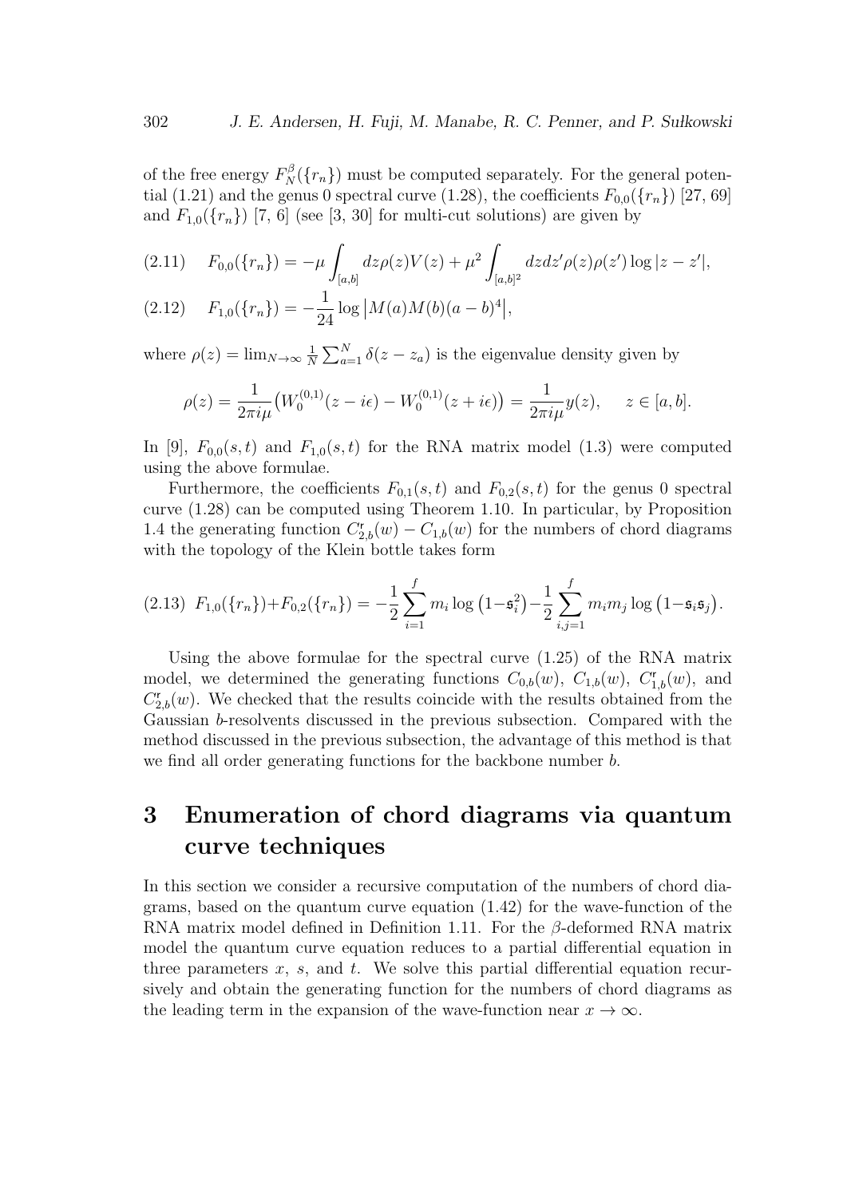of the free energy $F_N^{\beta}(\{r_n\})$ must be computed separately. For the general potential (1.21) and the genus 0 spectral curve (1.28), the coefficients $F_{0,0}(\{r_n\})$ [27, 69] and $F_{1,0}(\{r_n\})$ [7, 6] (see [3, 30] for multi-cut solutions) are given by

$$
F_{0,0}(\{r_n\}) = -\mu \int_{[a,b]} dz \rho(z) V(z) + \mu^2 \int_{[a,b]^2} dz dz' \rho(z)\rho(z') \log|z - z'|, \tag{2.11}
$$

$$
F_{1,0}(\{r_n\}) = -\frac{1}{24} \log \left| M(a) M(b) (a-b)^4 \right|, \tag{2.12}
$$

where $\rho(z) = \lim_{N\to\infty} \frac{1}{N} \sum_{a=1}^{N} \delta(z - z_a)$ is the eigenvalue density given by

$$
\rho(z) = \frac{1}{2\pi i \mu} \big( W_0^{(0,1)}(z - i\epsilon) - W_0^{(0,1)}(z + i\epsilon) \big) = \frac{1}{2\pi i \mu} y(z), \qquad z \in [a,b].
$$

In [9], $F_{0,0}(s,t)$ and $F_{1,0}(s,t)$ for the RNA matrix model (1.3) were computed using the above formulae.

Furthermore, the coefficients $F_{0,1}(s,t)$ and $F_{0,2}(s,t)$ for the genus 0 spectral curve (1.28) can be computed using Theorem 1.10. In particular, by Proposition 1.4 the generating function $C_{2,b}^{\mathfrak{r}}(w) - C_{1,b}(w)$ for the numbers of chord diagrams with the topology of the Klein bottle takes form

$$
F_{1,0}(\{r_n\}) + F_{0,2}(\{r_n\}) = -\frac{1}{2} \sum_{i=1}^{f} m_i \log\left(1 - \mathfrak{s}_i^2\right) - \frac{1}{2} \sum_{i,j=1}^{f} m_i m_j \log\left(1 - \mathfrak{s}_i \mathfrak{s}_j\right). \tag{2.13}
$$

Using the above formulae for the spectral curve (1.25) of the RNA matrix model, we determined the generating functions $C_{0,b}(w)$, $C_{1,b}(w)$, $C_{1,b}^{\mathfrak{r}}(w)$, and $C_{2,b}^{\mathfrak{r}}(w)$. We checked that the results coincide with the results obtained from the Gaussian $b$-resolvents discussed in the previous subsection. Compared with the method discussed in the previous subsection, the advantage of this method is that we find all order generating functions for the backbone number $b$.

# 3 Enumeration of chord diagrams via quantum curve techniques

In this section we consider a recursive computation of the numbers of chord diagrams, based on the quantum curve equation (1.42) for the wave-function of the RNA matrix model defined in Definition 1.11. For the $\beta$-deformed RNA matrix model the quantum curve equation reduces to a partial differential equation in three parameters $x$, $s$, and $t$. We solve this partial differential equation recursively and obtain the generating function for the numbers of chord diagrams as the leading term in the expansion of the wave-function near $x \to \infty$.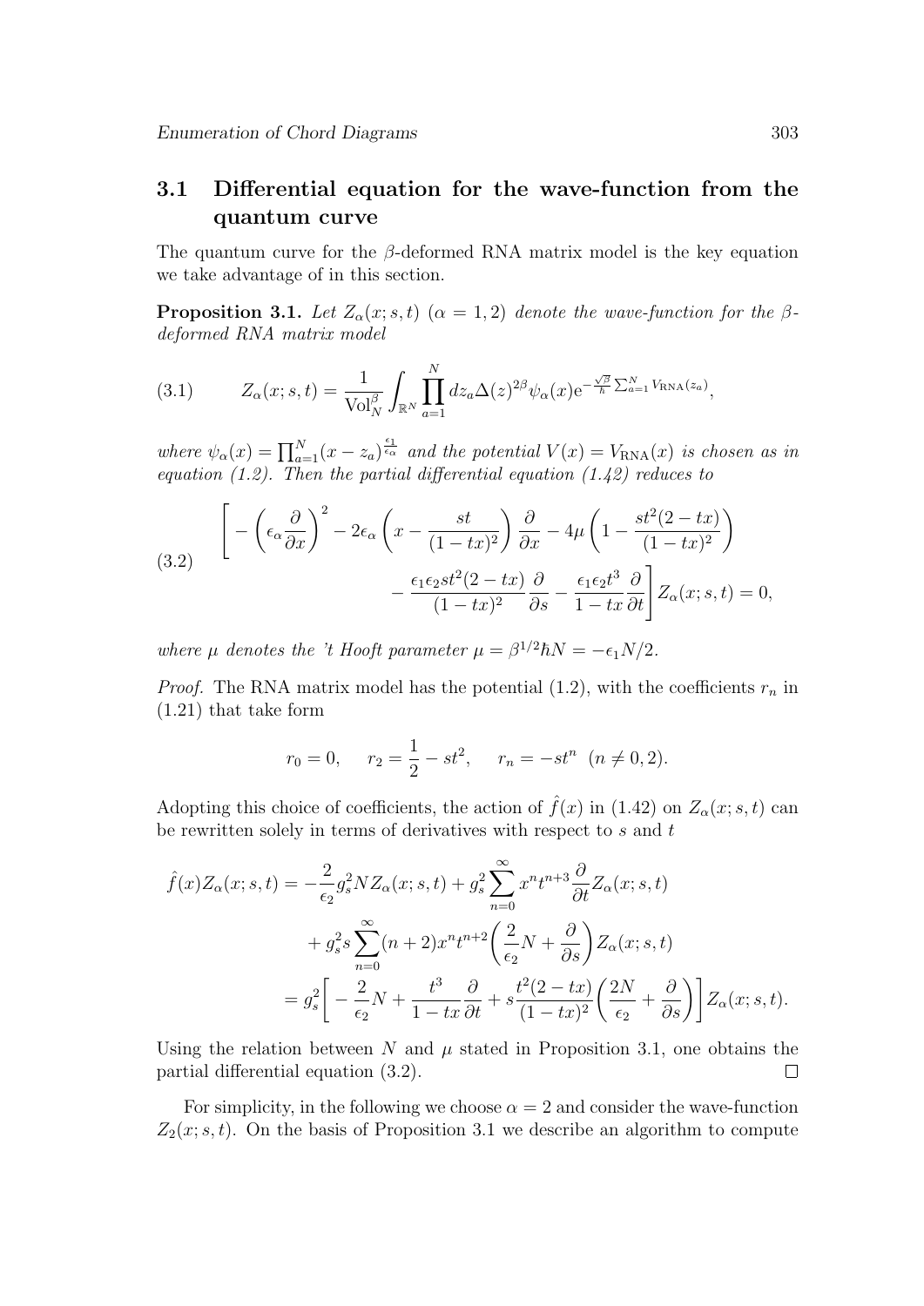### 3.1 Differential equation for the wave-function from the quantum curve

The quantum curve for the $\beta$-deformed RNA matrix model is the key equation we take advantage of in this section.

**Proposition 3.1.** *Let $Z_\alpha(x; s, t)$ $(\alpha = 1, 2)$ denote the wave-function for the $\beta$-deformed RNA matrix model*

$$Z_\alpha(x; s, t) = \frac{1}{\mathrm{Vol}_N^\beta} \int_{\mathbb{R}^N} \prod_{a=1}^N dz_a \Delta(z)^{2\beta} \psi_\alpha(x) \mathrm{e}^{-\frac{\sqrt{\beta}}{\hbar}\sum_{a=1}^N V_{\mathrm{RNA}}(z_a)}, \tag{3.1}$$

*where $\psi_\alpha(x) = \prod_{a=1}^N (x - z_a)^{\frac{\epsilon_1}{\epsilon_\alpha}}$ and the potential $V(x) = V_{\mathrm{RNA}}(x)$ is chosen as in equation (1.2). Then the partial differential equation (1.42) reduces to*

$$\begin{aligned}\Bigg[ - \left( \epsilon_\alpha \frac{\partial}{\partial x} \right)^2 - 2\epsilon_\alpha \left( x - \frac{st}{(1-tx)^2} \right) \frac{\partial}{\partial x} - 4\mu \left( 1 - \frac{st^2(2-tx)}{(1-tx)^2} \right) \\ - \frac{\epsilon_1 \epsilon_2 s t^2 (2-tx)}{(1-tx)^2} \frac{\partial}{\partial s} - \frac{\epsilon_1 \epsilon_2 t^3}{1-tx} \frac{\partial}{\partial t} \Bigg] Z_\alpha(x; s, t) = 0,\end{aligned} \tag{3.2}$$

*where $\mu$ denotes the 't Hooft parameter $\mu = \beta^{1/2}\hbar N = -\epsilon_1 N/2$.*

*Proof.* The RNA matrix model has the potential (1.2), with the coefficients $r_n$ in (1.21) that take form

$$r_0 = 0, \quad r_2 = \frac{1}{2} - st^2, \quad r_n = -st^n \ \ (n \neq 0, 2).$$

Adopting this choice of coefficients, the action of $\hat{f}(x)$ in (1.42) on $Z_\alpha(x; s, t)$ can be rewritten solely in terms of derivatives with respect to $s$ and $t$

$$\begin{aligned}\hat{f}(x) Z_\alpha(x; s, t) &= -\frac{2}{\epsilon_2} g_s^2 N Z_\alpha(x; s, t) + g_s^2 \sum_{n=0}^\infty x^n t^{n+3} \frac{\partial}{\partial t} Z_\alpha(x; s, t) \\ &\quad + g_s^2 s \sum_{n=0}^\infty (n+2) x^n t^{n+2} \left( \frac{2}{\epsilon_2} N + \frac{\partial}{\partial s} \right) Z_\alpha(x; s, t) \\ &= g_s^2 \left[ -\frac{2}{\epsilon_2} N + \frac{t^3}{1-tx} \frac{\partial}{\partial t} + s \frac{t^2(2-tx)}{(1-tx)^2} \left( \frac{2N}{\epsilon_2} + \frac{\partial}{\partial s} \right) \right] Z_\alpha(x; s, t).\end{aligned}$$

Using the relation between $N$ and $\mu$ stated in Proposition 3.1, one obtains the partial differential equation (3.2). ∎

For simplicity, in the following we choose $\alpha = 2$ and consider the wave-function $Z_2(x; s, t)$. On the basis of Proposition 3.1 we describe an algorithm to compute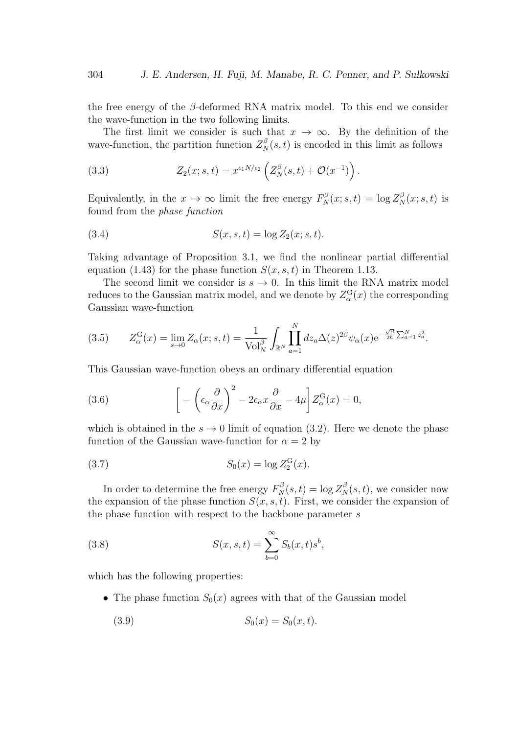the free energy of the $\beta$-deformed RNA matrix model. To this end we consider the wave-function in the two following limits.

The first limit we consider is such that $x \to \infty$. By the definition of the wave-function, the partition function $Z_N^\beta(s,t)$ is encoded in this limit as follows

$$Z_2(x;s,t) = x^{\epsilon_1 N/\epsilon_2}\left(Z_N^\beta(s,t) + \mathcal{O}(x^{-1})\right). \tag{3.3}$$

Equivalently, in the $x \to \infty$ limit the free energy $F_N^\beta(x;s,t) = \log Z_N^\beta(x;s,t)$ is found from the *phase function*

$$S(x,s,t) = \log Z_2(x;s,t). \tag{3.4}$$

Taking advantage of Proposition 3.1, we find the nonlinear partial differential equation (1.43) for the phase function $S(x,s,t)$ in Theorem 1.13.

The second limit we consider is $s \to 0$. In this limit the RNA matrix model reduces to the Gaussian matrix model, and we denote by $Z_\alpha^{\mathrm{G}}(x)$ the corresponding Gaussian wave-function

$$Z_\alpha^{\mathrm{G}}(x) = \lim_{s\to 0} Z_\alpha(x;s,t) = \frac{1}{\mathrm{Vol}_N^\beta}\int_{\mathbb{R}^N}\prod_{a=1}^N dz_a \Delta(z)^{2\beta}\psi_\alpha(x)\mathrm{e}^{-\frac{\sqrt{\beta}}{2\hbar}\sum_{a=1}^N z_a^2}. \tag{3.5}$$

This Gaussian wave-function obeys an ordinary differential equation

$$\left[-\left(\epsilon_\alpha\frac{\partial}{\partial x}\right)^2 - 2\epsilon_\alpha x\frac{\partial}{\partial x} - 4\mu\right]Z_\alpha^{\mathrm{G}}(x) = 0, \tag{3.6}$$

which is obtained in the $s \to 0$ limit of equation (3.2). Here we denote the phase function of the Gaussian wave-function for $\alpha = 2$ by

$$S_0(x) = \log Z_2^{\mathrm{G}}(x). \tag{3.7}$$

In order to determine the free energy $F_N^\beta(s,t) = \log Z_N^\beta(s,t)$, we consider now the expansion of the phase function $S(x,s,t)$. First, we consider the expansion of the phase function with respect to the backbone parameter $s$

$$S(x,s,t) = \sum_{b=0}^\infty S_b(x,t)s^b, \tag{3.8}$$

which has the following properties:

- The phase function $S_0(x)$ agrees with that of the Gaussian model

$$S_0(x) = S_0(x,t). \tag{3.9}$$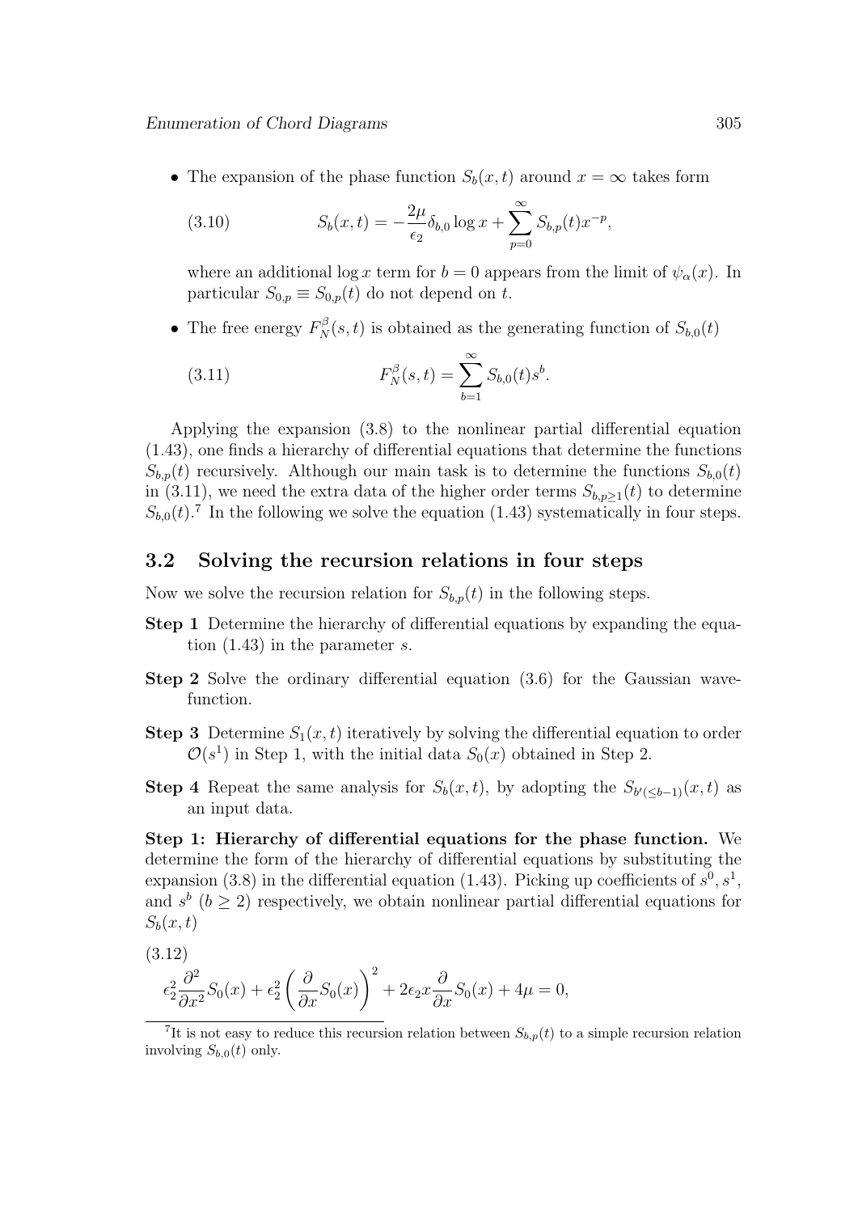- The expansion of the phase function $S_b(x,t)$ around $x = \infty$ takes form

$$S_b(x,t) = -\frac{2\mu}{\epsilon_2}\delta_{b,0}\log x + \sum_{p=0}^{\infty} S_{b,p}(t)x^{-p}, \tag{3.10}$$

  where an additional $\log x$ term for $b=0$ appears from the limit of $\psi_\alpha(x)$. In particular $S_{0,p} \equiv S_{0,p}(t)$ do not depend on $t$.

- The free energy $F_N^\beta(s,t)$ is obtained as the generating function of $S_{b,0}(t)$

$$F_N^\beta(s,t) = \sum_{b=1}^{\infty} S_{b,0}(t)s^b. \tag{3.11}$$

Applying the expansion (3.8) to the nonlinear partial differential equation (1.43), one finds a hierarchy of differential equations that determine the functions $S_{b,p}(t)$ recursively. Although our main task is to determine the functions $S_{b,0}(t)$ in (3.11), we need the extra data of the higher order terms $S_{b,p\geq 1}(t)$ to determine $S_{b,0}(t)$.[7] In the following we solve the equation (1.43) systematically in four steps.

## 3.2 Solving the recursion relations in four steps

Now we solve the recursion relation for $S_{b,p}(t)$ in the following steps.

**Step 1** Determine the hierarchy of differential equations by expanding the equation (1.43) in the parameter $s$.

**Step 2** Solve the ordinary differential equation (3.6) for the Gaussian wavefunction.

**Step 3** Determine $S_1(x,t)$ iteratively by solving the differential equation to order $\mathcal{O}(s^1)$ in Step 1, with the initial data $S_0(x)$ obtained in Step 2.

**Step 4** Repeat the same analysis for $S_b(x,t)$, by adopting the $S_{b'(\leq b-1)}(x,t)$ as an input data.

**Step 1: Hierarchy of differential equations for the phase function.** We determine the form of the hierarchy of differential equations by substituting the expansion (3.8) in the differential equation (1.43). Picking up coefficients of $s^0, s^1$, and $s^b$ ($b \geq 2$) respectively, we obtain nonlinear partial differential equations for $S_b(x,t)$

$$\epsilon_2^2 \frac{\partial^2}{\partial x^2}S_0(x) + \epsilon_2^2\left(\frac{\partial}{\partial x}S_0(x)\right)^2 + 2\epsilon_2 x\frac{\partial}{\partial x}S_0(x) + 4\mu = 0, \tag{3.12}$$

[7] It is not easy to reduce this recursion relation between $S_{b,p}(t)$ to a simple recursion relation involving $S_{b,0}(t)$ only.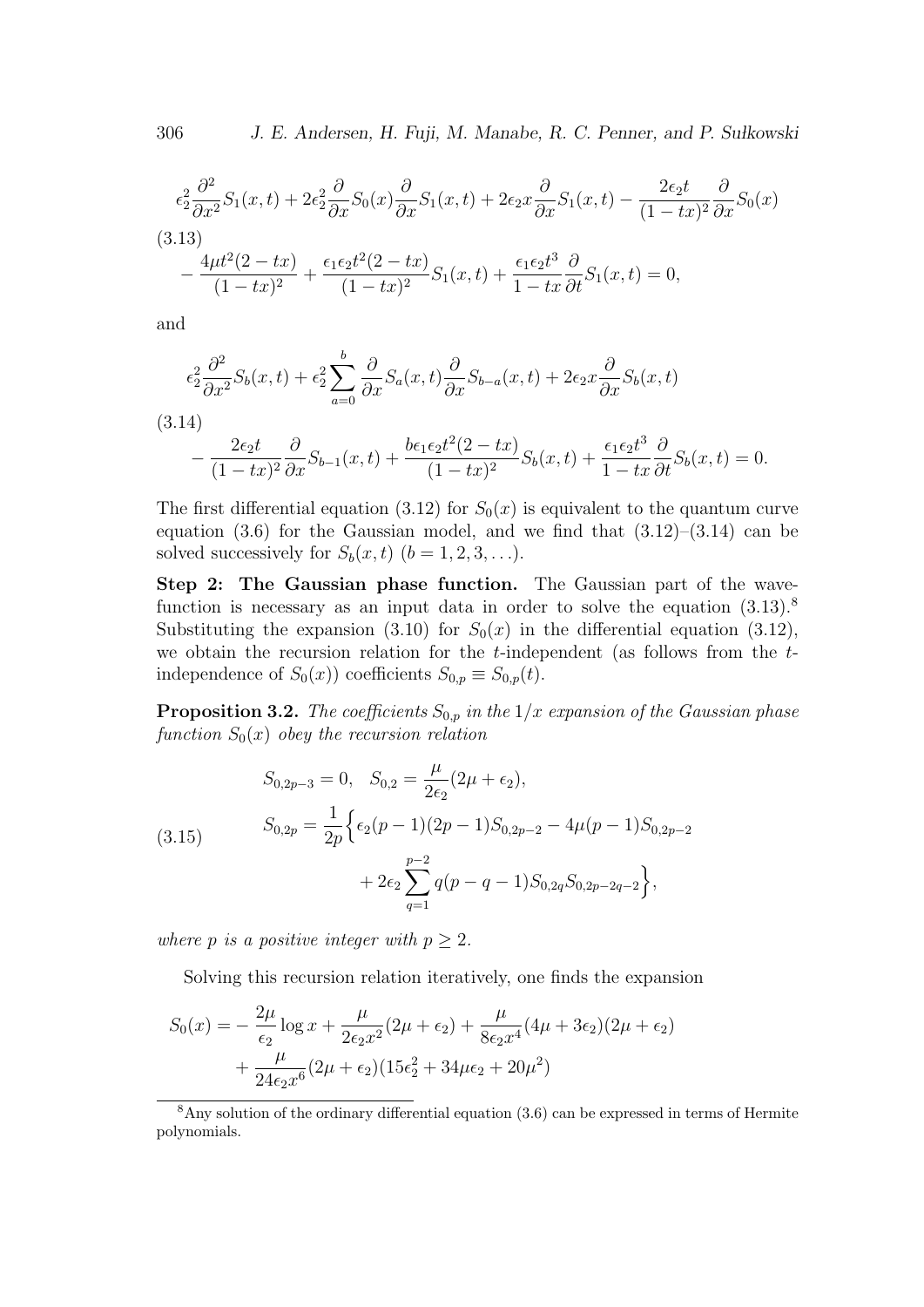$$\epsilon_2^2 \frac{\partial^2}{\partial x^2} S_1(x,t) + 2\epsilon_2^2 \frac{\partial}{\partial x} S_0(x) \frac{\partial}{\partial x} S_1(x,t) + 2\epsilon_2 x \frac{\partial}{\partial x} S_1(x,t) - \frac{2\epsilon_2 t}{(1-tx)^2} \frac{\partial}{\partial x} S_0(x)$$

$$- \frac{4\mu t^2(2-tx)}{(1-tx)^2} + \frac{\epsilon_1 \epsilon_2 t^2 (2-tx)}{(1-tx)^2} S_1(x,t) + \frac{\epsilon_1 \epsilon_2 t^3}{1-tx} \frac{\partial}{\partial t} S_1(x,t) = 0, \tag{3.13}$$

and

$$\epsilon_2^2 \frac{\partial^2}{\partial x^2} S_b(x,t) + \epsilon_2^2 \sum_{a=0}^{b} \frac{\partial}{\partial x} S_a(x,t) \frac{\partial}{\partial x} S_{b-a}(x,t) + 2\epsilon_2 x \frac{\partial}{\partial x} S_b(x,t)$$

$$- \frac{2\epsilon_2 t}{(1-tx)^2} \frac{\partial}{\partial x} S_{b-1}(x,t) + \frac{b\epsilon_1 \epsilon_2 t^2 (2-tx)}{(1-tx)^2} S_b(x,t) + \frac{\epsilon_1 \epsilon_2 t^3}{1-tx} \frac{\partial}{\partial t} S_b(x,t) = 0. \tag{3.14}$$

The first differential equation (3.12) for $S_0(x)$ is equivalent to the quantum curve equation (3.6) for the Gaussian model, and we find that (3.12)–(3.14) can be solved successively for $S_b(x,t)$ $(b = 1, 2, 3, \ldots)$.

**Step 2: The Gaussian phase function.** The Gaussian part of the wave-function is necessary as an input data in order to solve the equation (3.13).[8] Substituting the expansion (3.10) for $S_0(x)$ in the differential equation (3.12), we obtain the recursion relation for the $t$-independent (as follows from the $t$-independence of $S_0(x)$) coefficients $S_{0,p} \equiv S_{0,p}(t)$.

**Proposition 3.2.** *The coefficients $S_{0,p}$ in the $1/x$ expansion of the Gaussian phase function $S_0(x)$ obey the recursion relation*

$$\begin{aligned}
&S_{0,2p-3} = 0, \quad S_{0,2} = \frac{\mu}{2\epsilon_2}(2\mu + \epsilon_2), \\
&S_{0,2p} = \frac{1}{2p}\Big\{ \epsilon_2 (p-1)(2p-1) S_{0,2p-2} - 4\mu(p-1) S_{0,2p-2} \\
&\qquad\qquad + 2\epsilon_2 \sum_{q=1}^{p-2} q(p-q-1) S_{0,2q} S_{0,2p-2q-2} \Big\},
\end{aligned} \tag{3.15}$$

*where $p$ is a positive integer with $p \geq 2$.*

Solving this recursion relation iteratively, one finds the expansion

$$\begin{aligned}
S_0(x) = &- \frac{2\mu}{\epsilon_2} \log x + \frac{\mu}{2\epsilon_2 x^2}(2\mu + \epsilon_2) + \frac{\mu}{8\epsilon_2 x^4}(4\mu + 3\epsilon_2)(2\mu + \epsilon_2) \\
&+ \frac{\mu}{24\epsilon_2 x^6}(2\mu + \epsilon_2)(15\epsilon_2^2 + 34\mu\epsilon_2 + 20\mu^2)
\end{aligned}$$

[8] Any solution of the ordinary differential equation (3.6) can be expressed in terms of Hermite polynomials.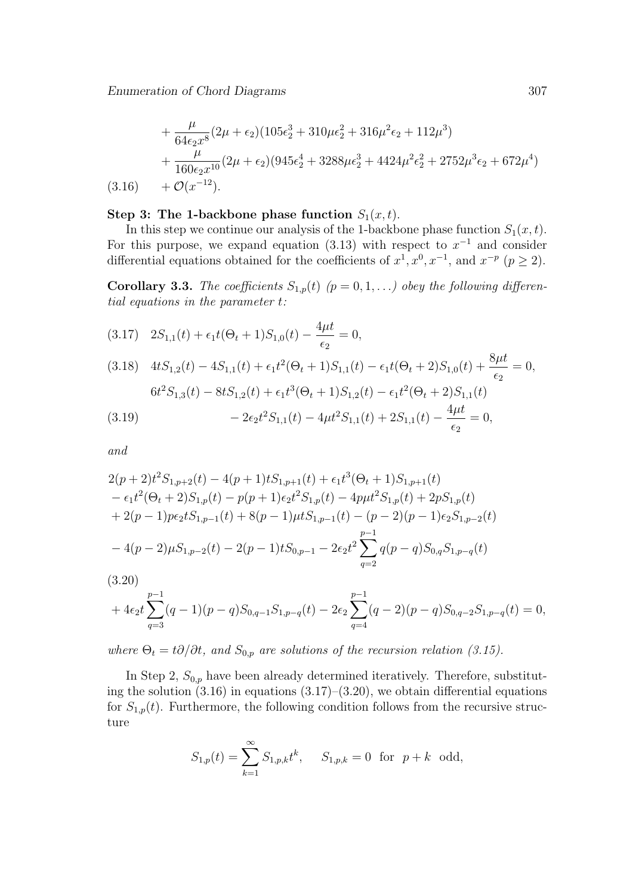$$
\begin{aligned}
&+ \frac{\mu}{64\epsilon_2 x^8}(2\mu+\epsilon_2)(105\epsilon_2^3 + 310\mu\epsilon_2^2 + 316\mu^2\epsilon_2 + 112\mu^3) \\
&+ \frac{\mu}{160\epsilon_2 x^{10}}(2\mu+\epsilon_2)(945\epsilon_2^4 + 3288\mu\epsilon_2^3 + 4424\mu^2\epsilon_2^2 + 2752\mu^3\epsilon_2 + 672\mu^4) \\
&+ \mathcal{O}(x^{-12}). \qquad (3.16)
\end{aligned}
$$

**Step 3: The 1-backbone phase function $S_1(x,t)$.**

In this step we continue our analysis of the 1-backbone phase function $S_1(x,t)$. For this purpose, we expand equation (3.13) with respect to $x^{-1}$ and consider differential equations obtained for the coefficients of $x^1, x^0, x^{-1}$, and $x^{-p}$ ($p \geq 2$).

**Corollary 3.3.** *The coefficients $S_{1,p}(t)$ ($p = 0, 1, \ldots$) obey the following differential equations in the parameter $t$:*

$$
2S_{1,1}(t) + \epsilon_1 t(\Theta_t + 1)S_{1,0}(t) - \frac{4\mu t}{\epsilon_2} = 0, \qquad (3.17)
$$

$$
4tS_{1,2}(t) - 4S_{1,1}(t) + \epsilon_1 t^2(\Theta_t + 1)S_{1,1}(t) - \epsilon_1 t(\Theta_t + 2)S_{1,0}(t) + \frac{8\mu t}{\epsilon_2} = 0, \qquad (3.18)
$$

$$
\begin{aligned}
&6t^2 S_{1,3}(t) - 8tS_{1,2}(t) + \epsilon_1 t^3(\Theta_t + 1)S_{1,2}(t) - \epsilon_1 t^2(\Theta_t + 2)S_{1,1}(t) \\
&\qquad - 2\epsilon_2 t^2 S_{1,1}(t) - 4\mu t^2 S_{1,1}(t) + 2S_{1,1}(t) - \frac{4\mu t}{\epsilon_2} = 0, \qquad (3.19)
\end{aligned}
$$

*and*

$$
\begin{aligned}
&2(p+2)t^2 S_{1,p+2}(t) - 4(p+1)tS_{1,p+1}(t) + \epsilon_1 t^3(\Theta_t + 1)S_{1,p+1}(t) \\
&- \epsilon_1 t^2(\Theta_t + 2)S_{1,p}(t) - p(p+1)\epsilon_2 t^2 S_{1,p}(t) - 4p\mu t^2 S_{1,p}(t) + 2pS_{1,p}(t) \\
&+ 2(p-1)p\epsilon_2 tS_{1,p-1}(t) + 8(p-1)\mu tS_{1,p-1}(t) - (p-2)(p-1)\epsilon_2 S_{1,p-2}(t) \\
&- 4(p-2)\mu S_{1,p-2}(t) - 2(p-1)tS_{0,p-1} - 2\epsilon_2 t^2 \sum_{q=2}^{p-1} q(p-q)S_{0,q}S_{1,p-q}(t) \\
&+ 4\epsilon_2 t \sum_{q=3}^{p-1}(q-1)(p-q)S_{0,q-1}S_{1,p-q}(t) - 2\epsilon_2 \sum_{q=4}^{p-1}(q-2)(p-q)S_{0,q-2}S_{1,p-q}(t) = 0, \qquad (3.20)
\end{aligned}
$$

*where $\Theta_t = t\partial/\partial t$, and $S_{0,p}$ are solutions of the recursion relation (3.15).*

In Step 2, $S_{0,p}$ have been already determined iteratively. Therefore, substituting the solution (3.16) in equations (3.17)–(3.20), we obtain differential equations for $S_{1,p}(t)$. Furthermore, the following condition follows from the recursive structure

$$
S_{1,p}(t) = \sum_{k=1}^{\infty} S_{1,p,k}t^k, \qquad S_{1,p,k} = 0 \quad \text{for} \quad p+k \quad \text{odd},
$$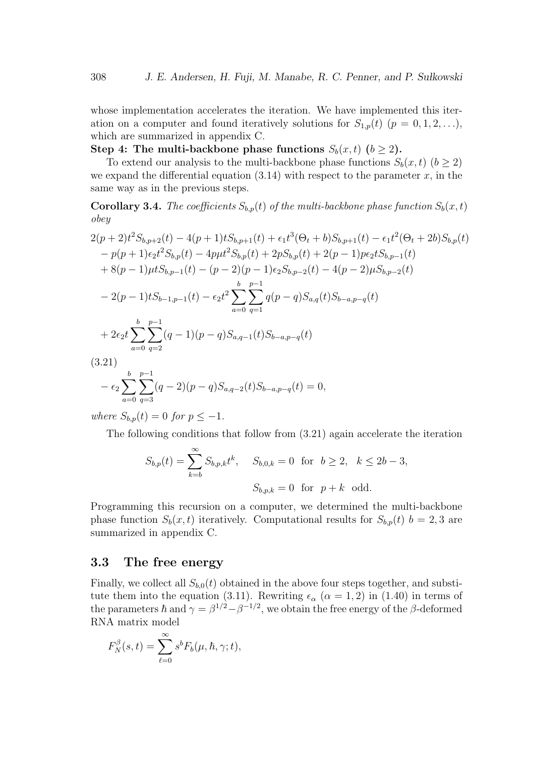whose implementation accelerates the iteration. We have implemented this iteration on a computer and found iteratively solutions for $S_{1,p}(t)$ $(p = 0, 1, 2, \ldots)$, which are summarized in appendix C.

**Step 4: The multi-backbone phase functions $S_b(x, t)$ $(b \geq 2)$.**

To extend our analysis to the multi-backbone phase functions $S_b(x, t)$ $(b \geq 2)$ we expand the differential equation (3.14) with respect to the parameter $x$, in the same way as in the previous steps.

**Corollary 3.4.** *The coefficients $S_{b,p}(t)$ of the multi-backbone phase function $S_b(x, t)$ obey*

$$
\begin{aligned}
&2(p+2)t^2 S_{b,p+2}(t) - 4(p+1)tS_{b,p+1}(t) + \epsilon_1 t^3(\Theta_t + b)S_{b,p+1}(t) - \epsilon_1 t^2(\Theta_t + 2b)S_{b,p}(t) \\
&\quad - p(p+1)\epsilon_2 t^2 S_{b,p}(t) - 4p\mu t^2 S_{b,p}(t) + 2pS_{b,p}(t) + 2(p-1)p\epsilon_2 t S_{b,p-1}(t) \\
&\quad + 8(p-1)\mu t S_{b,p-1}(t) - (p-2)(p-1)\epsilon_2 S_{b,p-2}(t) - 4(p-2)\mu S_{b,p-2}(t) \\
&\quad - 2(p-1)tS_{b-1,p-1}(t) - \epsilon_2 t^2 \sum_{a=0}^{b}\sum_{q=1}^{p-1} q(p-q)S_{a,q}(t)S_{b-a,p-q}(t) \\
&\quad + 2\epsilon_2 t \sum_{a=0}^{b}\sum_{q=2}^{p-1}(q-1)(p-q)S_{a,q-1}(t)S_{b-a,p-q}(t) \\
&\quad - \epsilon_2 \sum_{a=0}^{b}\sum_{q=3}^{p-1}(q-2)(p-q)S_{a,q-2}(t)S_{b-a,p-q}(t) = 0,
\end{aligned}
\tag{3.21}
$$

*where $S_{b,p}(t) = 0$ for $p \leq -1$.*

The following conditions that follow from (3.21) again accelerate the iteration

$$
S_{b,p}(t) = \sum_{k=b}^{\infty} S_{b,p,k}t^k, \quad S_{b,0,k} = 0 \ \text{ for } \ b \geq 2, \ \ k \leq 2b-3,
$$

$$
S_{b,p,k} = 0 \ \text{ for } \ p+k \ \text{ odd}.
$$

Programming this recursion on a computer, we determined the multi-backbone phase function $S_b(x, t)$ iteratively. Computational results for $S_{b,p}(t)$ $b = 2, 3$ are summarized in appendix C.

## 3.3 The free energy

Finally, we collect all $S_{b,0}(t)$ obtained in the above four steps together, and substitute them into the equation (3.11). Rewriting $\epsilon_\alpha$ $(\alpha = 1, 2)$ in (1.40) in terms of the parameters $\hbar$ and $\gamma = \beta^{1/2} - \beta^{-1/2}$, we obtain the free energy of the $\beta$-deformed RNA matrix model

$$
F_N^\beta(s, t) = \sum_{\ell=0}^{\infty} s^b F_b(\mu, \hbar, \gamma; t),
$$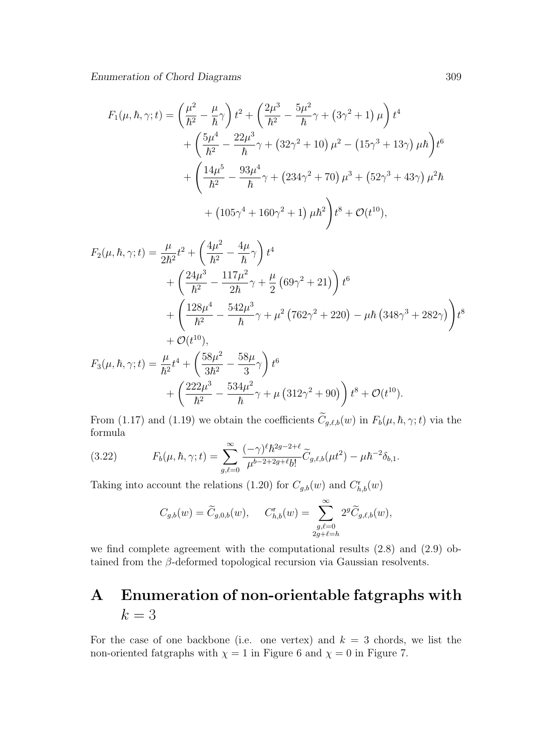$$
\begin{aligned}
F_1(\mu,\hbar,\gamma;t) &= \left(\frac{\mu^2}{\hbar^2}-\frac{\mu}{\hbar}\gamma\right)t^2 + \left(\frac{2\mu^3}{\hbar^2}-\frac{5\mu^2}{\hbar}\gamma+\left(3\gamma^2+1\right)\mu\right)t^4 \\
&\quad + \left(\frac{5\mu^4}{\hbar^2}-\frac{22\mu^3}{\hbar}\gamma+\left(32\gamma^2+10\right)\mu^2-\left(15\gamma^3+13\gamma\right)\mu\hbar\right)t^6 \\
&\quad + \Bigg(\frac{14\mu^5}{\hbar^2}-\frac{93\mu^4}{\hbar}\gamma+\left(234\gamma^2+70\right)\mu^3+\left(52\gamma^3+43\gamma\right)\mu^2\hbar \\
&\qquad + \left(105\gamma^4+160\gamma^2+1\right)\mu\hbar^2\Bigg)t^8+\mathcal{O}(t^{10}),
\end{aligned}
$$

$$
\begin{aligned}
F_2(\mu,\hbar,\gamma;t) &= \frac{\mu}{2\hbar^2}t^2+\left(\frac{4\mu^2}{\hbar^2}-\frac{4\mu}{\hbar}\gamma\right)t^4 \\
&\quad + \left(\frac{24\mu^3}{\hbar^2}-\frac{117\mu^2}{2\hbar}\gamma+\frac{\mu}{2}\left(69\gamma^2+21\right)\right)t^6 \\
&\quad + \left(\frac{128\mu^4}{\hbar^2}-\frac{542\mu^3}{\hbar}\gamma+\mu^2\left(762\gamma^2+220\right)-\mu\hbar\left(348\gamma^3+282\gamma\right)\right)t^8 \\
&\quad + \mathcal{O}(t^{10}), \\
F_3(\mu,\hbar,\gamma;t) &= \frac{\mu}{\hbar^2}t^4+\left(\frac{58\mu^2}{3\hbar^2}-\frac{58\mu}{3}\gamma\right)t^6 \\
&\quad + \left(\frac{222\mu^3}{\hbar^2}-\frac{534\mu^2}{\hbar}\gamma+\mu\left(312\gamma^2+90\right)\right)t^8+\mathcal{O}(t^{10}).
\end{aligned}
$$

From (1.17) and (1.19) we obtain the coefficients $\widetilde{C}_{g,\ell,b}(w)$ in $F_b(\mu,\hbar,\gamma;t)$ via the formula

$$
F_b(\mu,\hbar,\gamma;t) = \sum_{g,\ell=0}^{\infty}\frac{(-\gamma)^\ell\hbar^{2g-2+\ell}}{\mu^{b-2+2g+\ell}b!}\widetilde{C}_{g,\ell,b}(\mu t^2)-\mu\hbar^{-2}\delta_{b,1}. \tag{3.22}
$$

Taking into account the relations (1.20) for $C_{g,b}(w)$ and $C^{\mathfrak{r}}_{h,b}(w)$

$$
C_{g,b}(w)=\widetilde{C}_{g,0,b}(w), \qquad C^{\mathfrak{r}}_{h,b}(w)=\sum_{\substack{g,\ell=0\\2g+\ell=h}}^{\infty}2^g\widetilde{C}_{g,\ell,b}(w),
$$

we find complete agreement with the computational results (2.8) and (2.9) obtained from the $\beta$-deformed topological recursion via Gaussian resolvents.

# A Enumeration of non-orientable fatgraphs with $k=3$

For the case of one backbone (i.e. one vertex) and $k=3$ chords, we list the non-oriented fatgraphs with $\chi=1$ in Figure 6 and $\chi=0$ in Figure 7.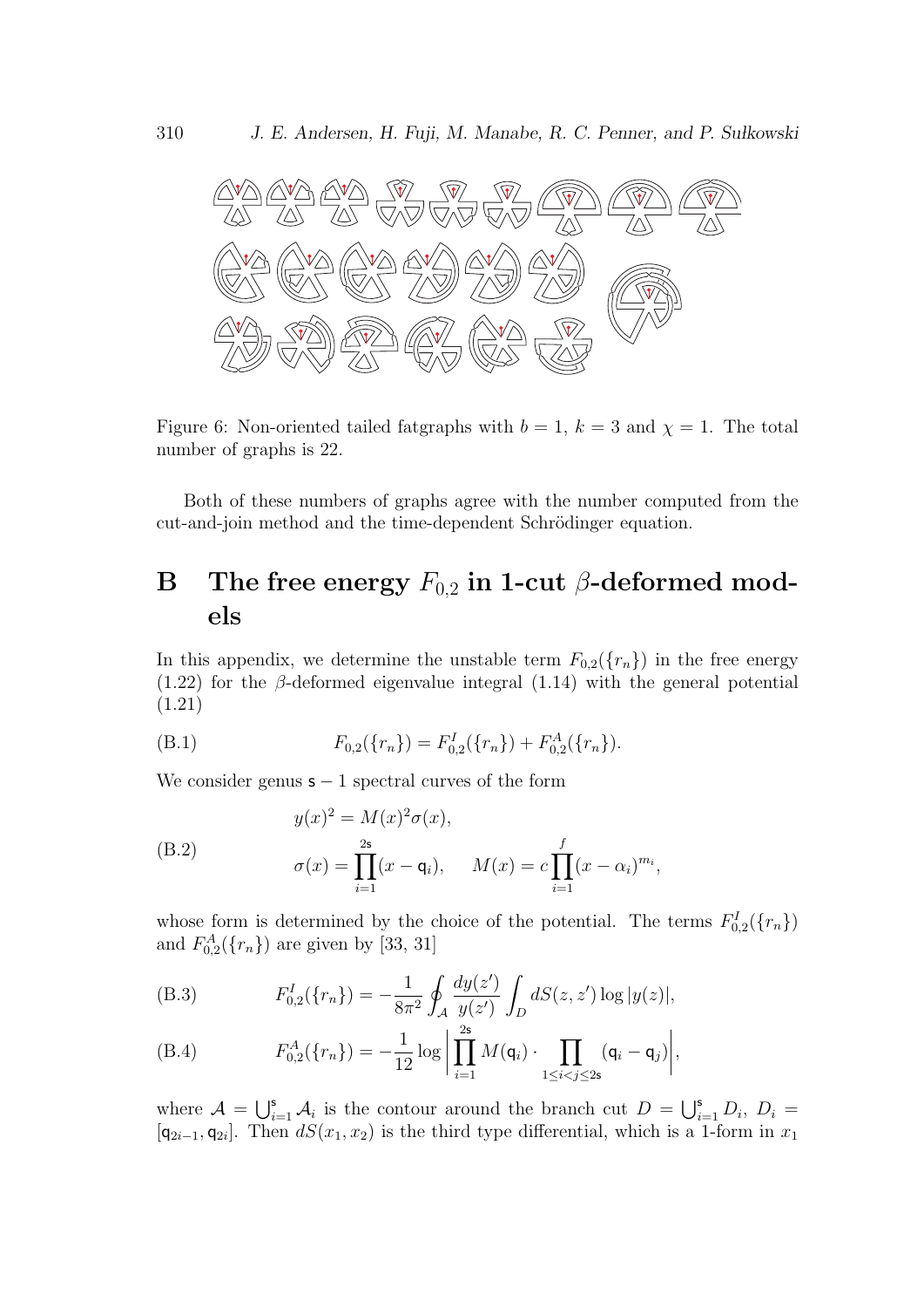Figure 6: Non-oriented tailed fatgraphs with $b = 1$, $k = 3$ and $\chi = 1$. The total number of graphs is 22.

Both of these numbers of graphs agree with the number computed from the cut-and-join method and the time-dependent Schrödinger equation.

# B The free energy $F_{0,2}$ in 1-cut $\beta$-deformed models

In this appendix, we determine the unstable term $F_{0,2}(\{r_n\})$ in the free energy (1.22) for the $\beta$-deformed eigenvalue integral (1.14) with the general potential (1.21)

$$F_{0,2}(\{r_n\}) = F^I_{0,2}(\{r_n\}) + F^A_{0,2}(\{r_n\}). \tag{B.1}$$

We consider genus $\mathsf{s} - 1$ spectral curves of the form

$$\begin{aligned} &y(x)^2 = M(x)^2\sigma(x), \\ &\sigma(x) = \prod_{i=1}^{2\mathsf{s}}(x - \mathsf{q}_i), \qquad M(x) = c\prod_{i=1}^{f}(x - \alpha_i)^{m_i}, \end{aligned} \tag{B.2}$$

whose form is determined by the choice of the potential. The terms $F^I_{0,2}(\{r_n\})$ and $F^A_{0,2}(\{r_n\})$ are given by [33, 31]

$$F^I_{0,2}(\{r_n\}) = -\frac{1}{8\pi^2}\oint_{\mathcal{A}} \frac{dy(z')}{y(z')}\int_D dS(z,z')\log|y(z)|, \tag{B.3}$$

$$F^A_{0,2}(\{r_n\}) = -\frac{1}{12}\log\left|\prod_{i=1}^{2\mathsf{s}} M(\mathsf{q}_i)\cdot\prod_{1\le i<j\le 2\mathsf{s}}(\mathsf{q}_i - \mathsf{q}_j)\right|, \tag{B.4}$$

where $\mathcal{A} = \bigcup_{i=1}^{\mathsf{s}}\mathcal{A}_i$ is the contour around the branch cut $D = \bigcup_{i=1}^{\mathsf{s}} D_i$, $D_i = [\mathsf{q}_{2i-1}, \mathsf{q}_{2i}]$. Then $dS(x_1, x_2)$ is the third type differential, which is a 1-form in $x_1$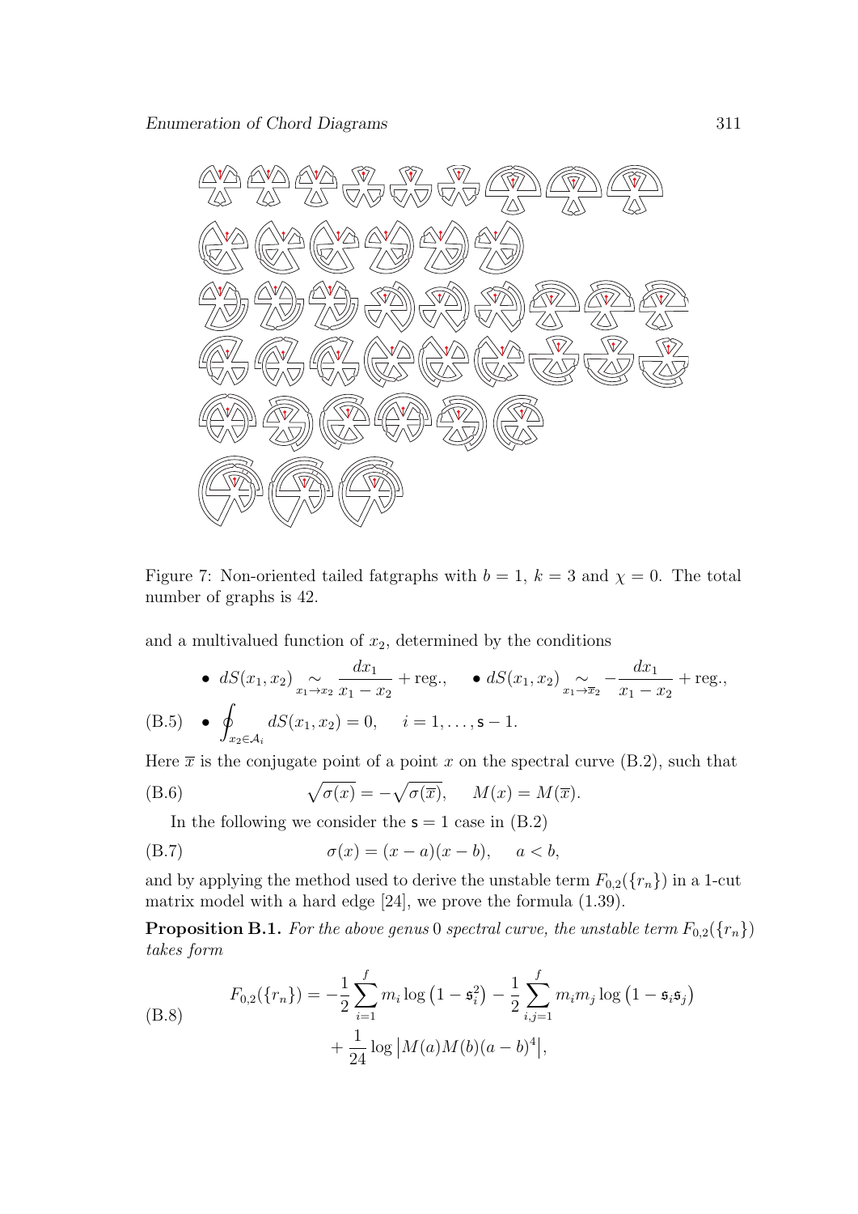Figure 7: Non-oriented tailed fatgraphs with $b = 1$, $k = 3$ and $\chi = 0$. The total number of graphs is 42.

and a multivalued function of $x_2$, determined by the conditions

$$
\begin{aligned}
&\bullet\ dS(x_1, x_2) \underset{x_1 \to x_2}{\sim} \frac{dx_1}{x_1 - x_2} + \text{reg.}, \qquad \bullet\ dS(x_1, x_2) \underset{x_1 \to \overline{x}_2}{\sim} -\frac{dx_1}{x_1 - x_2} + \text{reg.}, \\
&\bullet\ \oint_{x_2 \in \mathcal{A}_i} dS(x_1, x_2) = 0, \qquad i = 1, \ldots, \mathsf{s} - 1.
\end{aligned}
\tag{B.5}
$$

Here $\overline{x}$ is the conjugate point of a point $x$ on the spectral curve (B.2), such that

$$
\sqrt{\sigma(x)} = -\sqrt{\sigma(\overline{x})}, \qquad M(x) = M(\overline{x}).
\tag{B.6}
$$

In the following we consider the $\mathsf{s} = 1$ case in (B.2)

$$
\sigma(x) = (x - a)(x - b), \qquad a < b,
\tag{B.7}
$$

and by applying the method used to derive the unstable term $F_{0,2}(\{r_n\})$ in a 1-cut matrix model with a hard edge [24], we prove the formula (1.39).

**Proposition B.1.** *For the above genus* 0 *spectral curve, the unstable term* $F_{0,2}(\{r_n\})$ *takes form*

$$
\begin{aligned}
F_{0,2}(\{r_n\}) = &-\frac{1}{2} \sum_{i=1}^{f} m_i \log\left(1 - \mathfrak{s}_i^2\right) - \frac{1}{2} \sum_{i,j=1}^{f} m_i m_j \log\left(1 - \mathfrak{s}_i \mathfrak{s}_j\right) \\
&+ \frac{1}{24} \log\left|M(a) M(b) (a - b)^4\right|,
\end{aligned}
\tag{B.8}
$$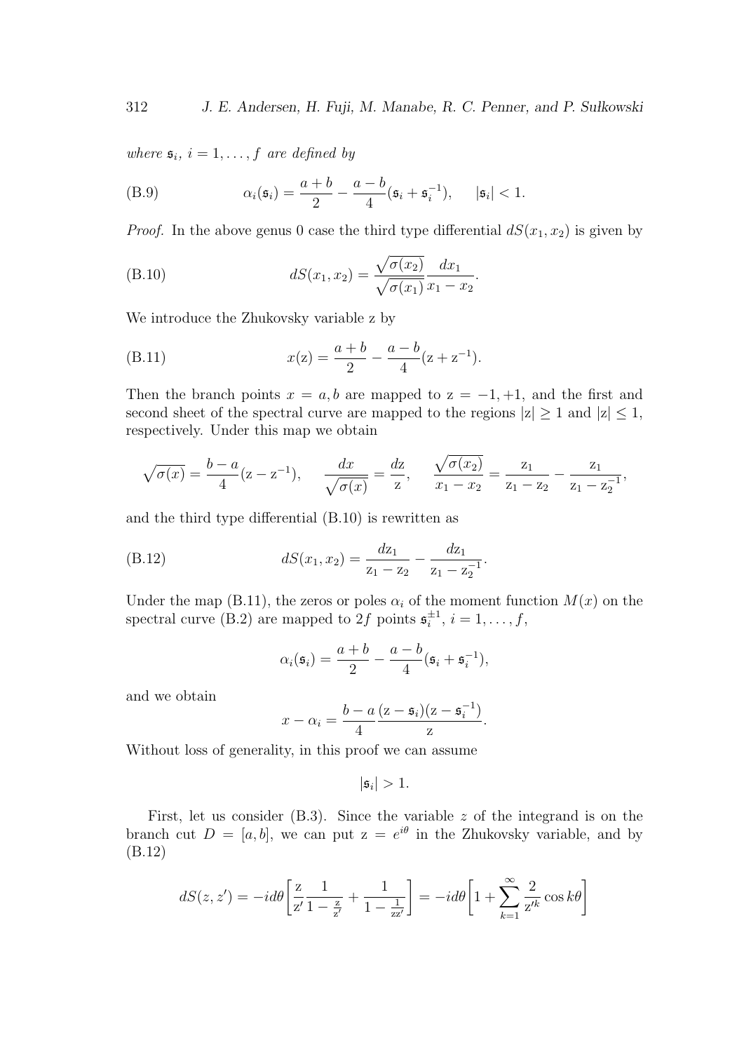*where* $\mathfrak{s}_i$, $i = 1, \ldots, f$ *are defined by*

$$\alpha_i(\mathfrak{s}_i) = \frac{a+b}{2} - \frac{a-b}{4}(\mathfrak{s}_i + \mathfrak{s}_i^{-1}), \qquad |\mathfrak{s}_i| < 1. \tag{B.9}$$

*Proof.* In the above genus 0 case the third type differential $dS(x_1, x_2)$ is given by

$$dS(x_1, x_2) = \frac{\sqrt{\sigma(x_2)}}{\sqrt{\sigma(x_1)}} \frac{dx_1}{x_1 - x_2}. \tag{B.10}$$

We introduce the Zhukovsky variable z by

$$x(\mathrm{z}) = \frac{a+b}{2} - \frac{a-b}{4}(\mathrm{z} + \mathrm{z}^{-1}). \tag{B.11}$$

Then the branch points $x = a, b$ are mapped to $\mathrm{z} = -1, +1$, and the first and second sheet of the spectral curve are mapped to the regions $|\mathrm{z}| \geq 1$ and $|\mathrm{z}| \leq 1$, respectively. Under this map we obtain

$$\sqrt{\sigma(x)} = \frac{b-a}{4}(\mathrm{z} - \mathrm{z}^{-1}), \qquad \frac{dx}{\sqrt{\sigma(x)}} = \frac{d\mathrm{z}}{\mathrm{z}}, \qquad \frac{\sqrt{\sigma(x_2)}}{x_1 - x_2} = \frac{\mathrm{z}_1}{\mathrm{z}_1 - \mathrm{z}_2} - \frac{\mathrm{z}_1}{\mathrm{z}_1 - \mathrm{z}_2^{-1}},$$

and the third type differential (B.10) is rewritten as

$$dS(x_1, x_2) = \frac{d\mathrm{z}_1}{\mathrm{z}_1 - \mathrm{z}_2} - \frac{d\mathrm{z}_1}{\mathrm{z}_1 - \mathrm{z}_2^{-1}}. \tag{B.12}$$

Under the map (B.11), the zeros or poles $\alpha_i$ of the moment function $M(x)$ on the spectral curve (B.2) are mapped to $2f$ points $\mathfrak{s}_i^{\pm 1}$, $i = 1, \ldots, f$,

$$\alpha_i(\mathfrak{s}_i) = \frac{a+b}{2} - \frac{a-b}{4}(\mathfrak{s}_i + \mathfrak{s}_i^{-1}),$$

and we obtain

$$x - \alpha_i = \frac{b-a}{4} \frac{(\mathrm{z} - \mathfrak{s}_i)(\mathrm{z} - \mathfrak{s}_i^{-1})}{\mathrm{z}}.$$

Without loss of generality, in this proof we can assume

$$|\mathfrak{s}_i| > 1.$$

First, let us consider (B.3). Since the variable $z$ of the integrand is on the branch cut $D = [a, b]$, we can put $\mathrm{z} = e^{i\theta}$ in the Zhukovsky variable, and by (B.12)

$$dS(z, z') = -id\theta \left[ \frac{\mathrm{z}}{\mathrm{z}'} \frac{1}{1 - \frac{\mathrm{z}}{\mathrm{z}'}} + \frac{1}{1 - \frac{1}{\mathrm{z}\mathrm{z}'}} \right] = -id\theta \left[ 1 + \sum_{k=1}^{\infty} \frac{2}{\mathrm{z}'^k} \cos k\theta \right]$$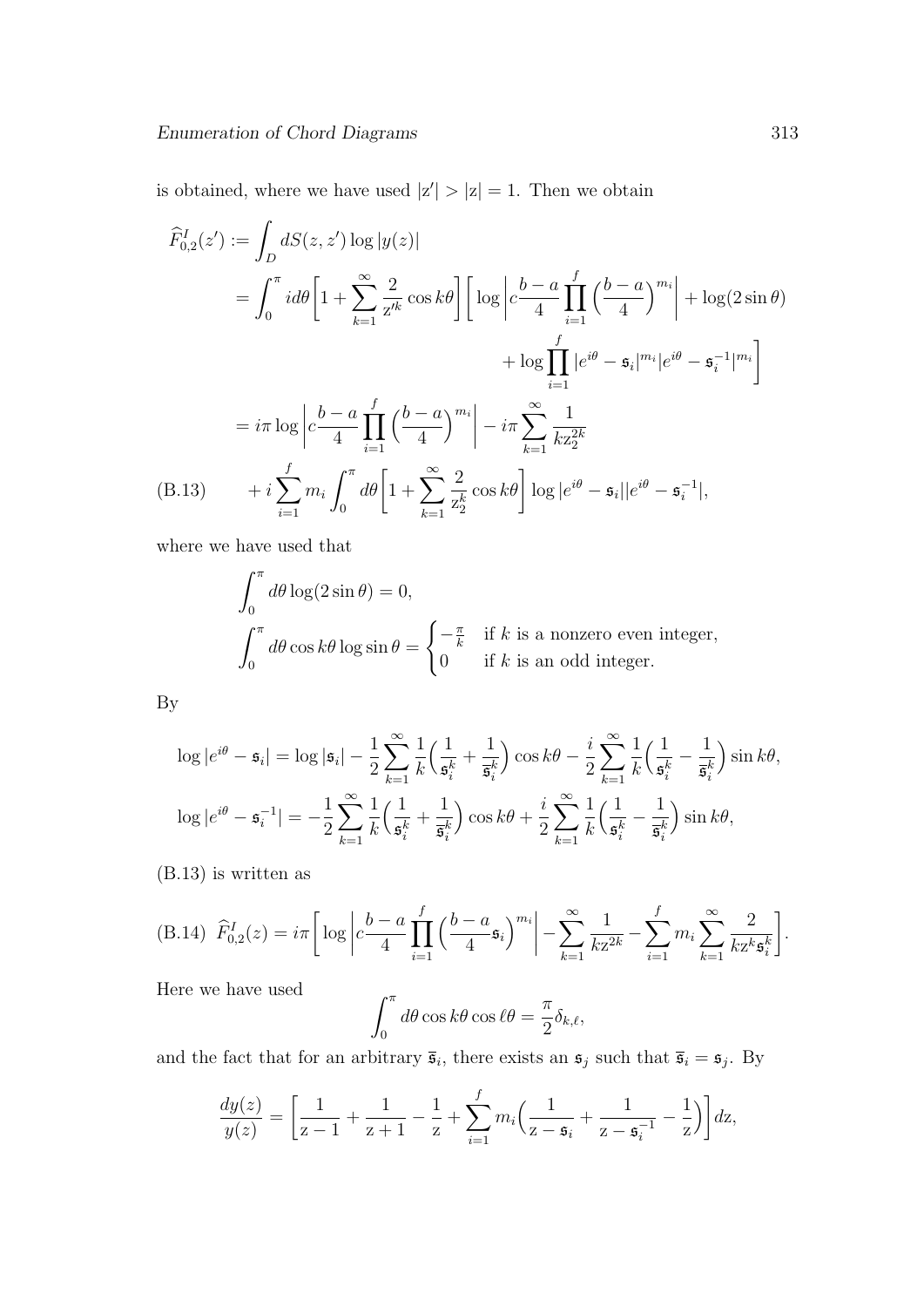is obtained, where we have used $|\mathrm{z}'| > |\mathrm{z}| = 1$. Then we obtain

$$
\begin{aligned}
\widehat{F}^I_{0,2}(z') &:= \int_D dS(z,z') \log|y(z)| \\
&= \int_0^\pi i d\theta \Big[ 1 + \sum_{k=1}^\infty \frac{2}{\mathrm{z}'^k} \cos k\theta \Big] \Big[ \log \Big| c \frac{b-a}{4} \prod_{i=1}^f \Big(\frac{b-a}{4}\Big)^{m_i} \Big| + \log(2\sin\theta) \\
&\qquad\qquad + \log \prod_{i=1}^f |e^{i\theta} - \mathfrak{s}_i|^{m_i} |e^{i\theta} - \mathfrak{s}_i^{-1}|^{m_i} \Big] \\
&= i\pi \log \Big| c \frac{b-a}{4} \prod_{i=1}^f \Big(\frac{b-a}{4}\Big)^{m_i} \Big| - i\pi \sum_{k=1}^\infty \frac{1}{k \mathrm{z}_2^{2k}} \\
&\quad + i \sum_{i=1}^f m_i \int_0^\pi d\theta \Big[ 1 + \sum_{k=1}^\infty \frac{2}{\mathrm{z}_2^k} \cos k\theta \Big] \log|e^{i\theta} - \mathfrak{s}_i||e^{i\theta} - \mathfrak{s}_i^{-1}|,
\end{aligned}
\tag{B.13}
$$

where we have used that

$$
\begin{aligned}
&\int_0^\pi d\theta \log(2\sin\theta) = 0, \\
&\int_0^\pi d\theta \cos k\theta \log\sin\theta = \begin{cases} -\frac{\pi}{k} & \text{if } k \text{ is a nonzero even integer,} \\ 0 & \text{if } k \text{ is an odd integer.} \end{cases}
\end{aligned}
$$

By

$$
\begin{aligned}
\log|e^{i\theta} - \mathfrak{s}_i| &= \log|\mathfrak{s}_i| - \frac{1}{2} \sum_{k=1}^\infty \frac{1}{k} \Big( \frac{1}{\mathfrak{s}_i^k} + \frac{1}{\bar{\mathfrak{s}}_i^k} \Big) \cos k\theta - \frac{i}{2} \sum_{k=1}^\infty \frac{1}{k} \Big( \frac{1}{\mathfrak{s}_i^k} - \frac{1}{\bar{\mathfrak{s}}_i^k} \Big) \sin k\theta, \\
\log|e^{i\theta} - \mathfrak{s}_i^{-1}| &= -\frac{1}{2} \sum_{k=1}^\infty \frac{1}{k} \Big( \frac{1}{\mathfrak{s}_i^k} + \frac{1}{\bar{\mathfrak{s}}_i^k} \Big) \cos k\theta + \frac{i}{2} \sum_{k=1}^\infty \frac{1}{k} \Big( \frac{1}{\mathfrak{s}_i^k} - \frac{1}{\bar{\mathfrak{s}}_i^k} \Big) \sin k\theta,
\end{aligned}
$$

(B.13) is written as

$$
\widehat{F}^I_{0,2}(z) = i\pi \Big[ \log \Big| c \frac{b-a}{4} \prod_{i=1}^f \Big( \frac{b-a}{4} \mathfrak{s}_i \Big)^{m_i} \Big| - \sum_{k=1}^\infty \frac{1}{k \mathrm{z}^{2k}} - \sum_{i=1}^f m_i \sum_{k=1}^\infty \frac{2}{k \mathrm{z}^k \mathfrak{s}_i^k} \Big]. \tag{B.14}
$$

Here we have used

$$
\int_0^\pi d\theta \cos k\theta \cos \ell\theta = \frac{\pi}{2} \delta_{k,\ell},
$$

and the fact that for an arbitrary $\bar{\mathfrak{s}}_i$, there exists an $\mathfrak{s}_j$ such that $\bar{\mathfrak{s}}_i = \mathfrak{s}_j$. By

$$
\frac{dy(z)}{y(z)} = \Big[ \frac{1}{\mathrm{z}-1} + \frac{1}{\mathrm{z}+1} - \frac{1}{\mathrm{z}} + \sum_{i=1}^f m_i \Big( \frac{1}{\mathrm{z} - \mathfrak{s}_i} + \frac{1}{\mathrm{z} - \mathfrak{s}_i^{-1}} - \frac{1}{\mathrm{z}} \Big) \Big] d\mathrm{z},
$$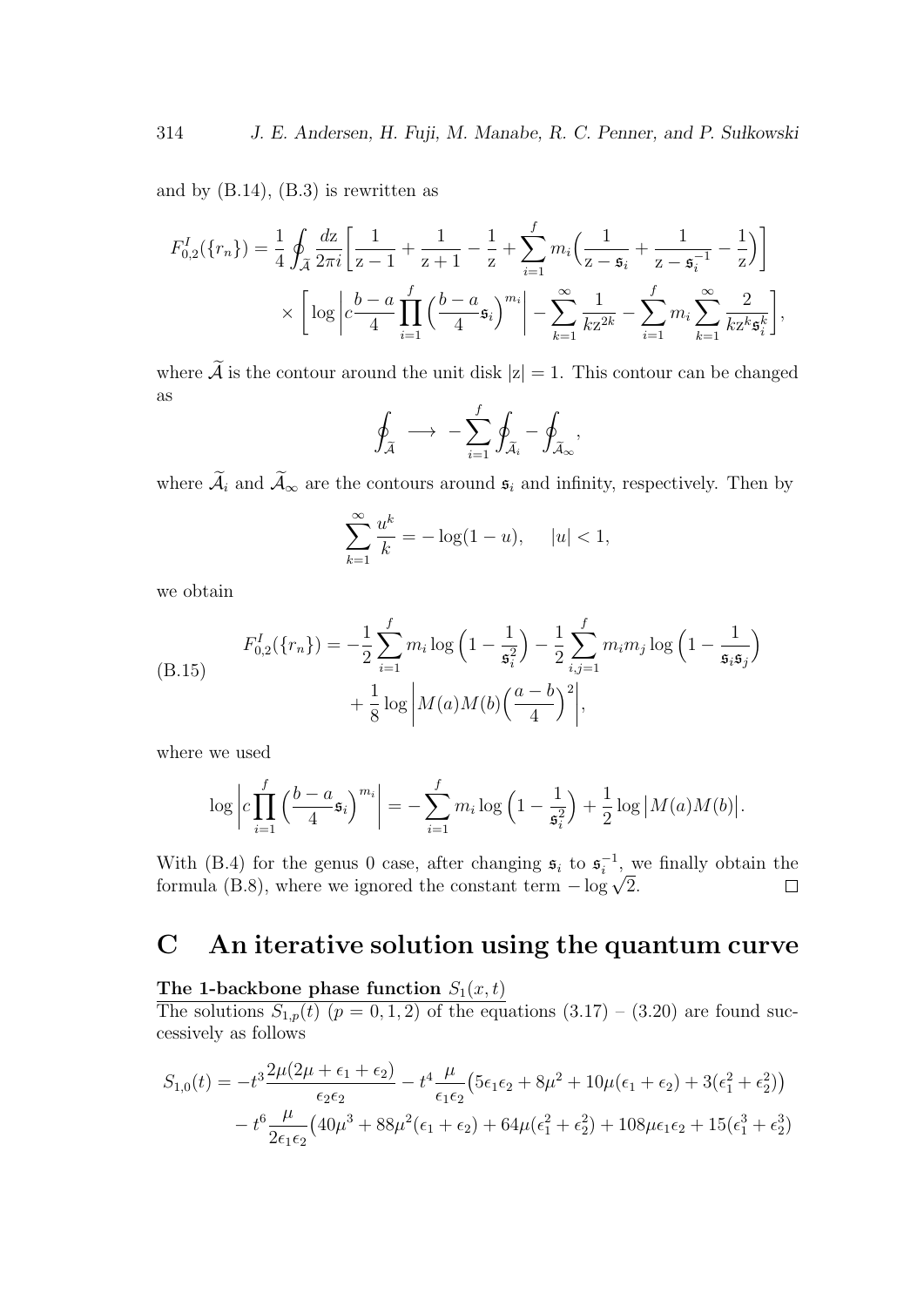and by (B.14), (B.3) is rewritten as

$$
F_{0,2}^{I}(\{r_n\}) = \frac{1}{4}\oint_{\widetilde{\mathcal{A}}} \frac{dz}{2\pi i}\left[\frac{1}{z-1}+\frac{1}{z+1}-\frac{1}{z}+\sum_{i=1}^{f} m_i\Big(\frac{1}{z-\mathfrak{s}_i}+\frac{1}{z-\mathfrak{s}_i^{-1}}-\frac{1}{z}\Big)\right]
\times\left[\log\left|c\frac{b-a}{4}\prod_{i=1}^{f}\Big(\frac{b-a}{4}\mathfrak{s}_i\Big)^{m_i}\right| - \sum_{k=1}^{\infty}\frac{1}{kz^{2k}} - \sum_{i=1}^{f} m_i \sum_{k=1}^{\infty}\frac{2}{kz^k\mathfrak{s}_i^k}\right],
$$

where $\widetilde{\mathcal{A}}$ is the contour around the unit disk $|z|=1$. This contour can be changed as

$$
\oint_{\widetilde{\mathcal{A}}} \longrightarrow -\sum_{i=1}^{f}\oint_{\widetilde{\mathcal{A}}_i} - \oint_{\widetilde{\mathcal{A}}_\infty},
$$

where $\widetilde{\mathcal{A}}_i$ and $\widetilde{\mathcal{A}}_\infty$ are the contours around $\mathfrak{s}_i$ and infinity, respectively. Then by

$$
\sum_{k=1}^{\infty}\frac{u^k}{k} = -\log(1-u), \qquad |u|<1,
$$

we obtain

$$
F_{0,2}^{I}(\{r_n\}) = -\frac{1}{2}\sum_{i=1}^{f} m_i \log\Big(1-\frac{1}{\mathfrak{s}_i^2}\Big) - \frac{1}{2}\sum_{i,j=1}^{f} m_i m_j \log\Big(1-\frac{1}{\mathfrak{s}_i\mathfrak{s}_j}\Big) + \frac{1}{8}\log\left|M(a)M(b)\Big(\frac{a-b}{4}\Big)^2\right|, \tag{B.15}
$$

where we used

$$
\log\left|c\prod_{i=1}^{f}\Big(\frac{b-a}{4}\mathfrak{s}_i\Big)^{m_i}\right| = -\sum_{i=1}^{f} m_i\log\Big(1-\frac{1}{\mathfrak{s}_i^2}\Big) + \frac{1}{2}\log\big|M(a)M(b)\big|.
$$

With (B.4) for the genus 0 case, after changing $\mathfrak{s}_i$ to $\mathfrak{s}_i^{-1}$, we finally obtain the formula (B.8), where we ignored the constant term $-\log\sqrt{2}$. $\square$

# C An iterative solution using the quantum curve

**The 1-backbone phase function $S_1(x,t)$**

The solutions $S_{1,p}(t)$ $(p=0,1,2)$ of the equations (3.17) – (3.20) are found successively as follows

$$
S_{1,0}(t) = -t^3\frac{2\mu(2\mu+\epsilon_1+\epsilon_2)}{\epsilon_2\epsilon_2} - t^4\frac{\mu}{\epsilon_1\epsilon_2}\big(5\epsilon_1\epsilon_2+8\mu^2+10\mu(\epsilon_1+\epsilon_2)+3(\epsilon_1^2+\epsilon_2^2)\big)
- t^6\frac{\mu}{2\epsilon_1\epsilon_2}\big(40\mu^3+88\mu^2(\epsilon_1+\epsilon_2)+64\mu(\epsilon_1^2+\epsilon_2^2)+108\mu\epsilon_1\epsilon_2+15(\epsilon_1^3+\epsilon_2^3)
$$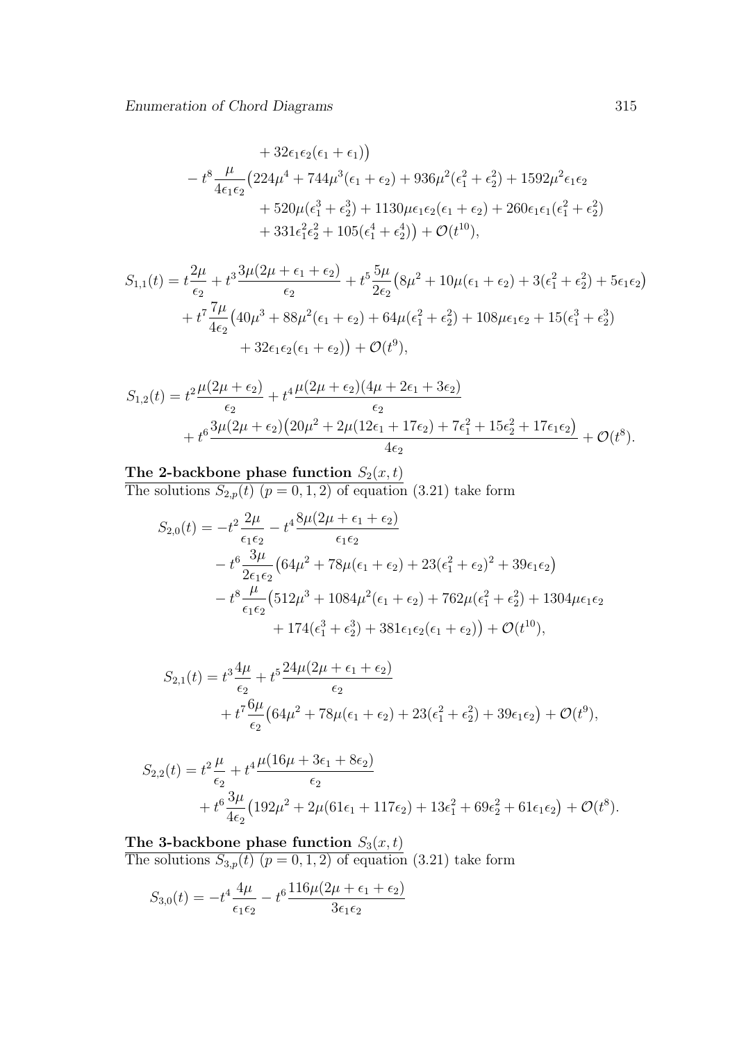$$
\begin{aligned}
&\qquad + 32\epsilon_1\epsilon_2(\epsilon_1+\epsilon_1)\big) \\
&- t^8 \frac{\mu}{4\epsilon_1\epsilon_2}\big(224\mu^4 + 744\mu^3(\epsilon_1+\epsilon_2) + 936\mu^2(\epsilon_1^2+\epsilon_2^2) + 1592\mu^2\epsilon_1\epsilon_2 \\
&\qquad + 520\mu(\epsilon_1^3+\epsilon_2^3) + 1130\mu\epsilon_1\epsilon_2(\epsilon_1+\epsilon_2) + 260\epsilon_1\epsilon_1(\epsilon_1^2+\epsilon_2^2) \\
&\qquad + 331\epsilon_1^2\epsilon_2^2 + 105(\epsilon_1^4+\epsilon_2^4)\big) + \mathcal{O}(t^{10}),
\end{aligned}
$$

$$
\begin{aligned}
S_{1,1}(t) &= t\frac{2\mu}{\epsilon_2} + t^3\frac{3\mu(2\mu+\epsilon_1+\epsilon_2)}{\epsilon_2} + t^5\frac{5\mu}{2\epsilon_2}\big(8\mu^2 + 10\mu(\epsilon_1+\epsilon_2) + 3(\epsilon_1^2+\epsilon_2^2) + 5\epsilon_1\epsilon_2\big) \\
&+ t^7\frac{7\mu}{4\epsilon_2}\big(40\mu^3 + 88\mu^2(\epsilon_1+\epsilon_2) + 64\mu(\epsilon_1^2+\epsilon_2^2) + 108\mu\epsilon_1\epsilon_2 + 15(\epsilon_1^3+\epsilon_2^3) \\
&\qquad + 32\epsilon_1\epsilon_2(\epsilon_1+\epsilon_2)\big) + \mathcal{O}(t^9),
\end{aligned}
$$

$$
\begin{aligned}
S_{1,2}(t) &= t^2\frac{\mu(2\mu+\epsilon_2)}{\epsilon_2} + t^4\frac{\mu(2\mu+\epsilon_2)(4\mu+2\epsilon_1+3\epsilon_2)}{\epsilon_2} \\
&+ t^6\frac{3\mu(2\mu+\epsilon_2)\big(20\mu^2 + 2\mu(12\epsilon_1+17\epsilon_2) + 7\epsilon_1^2 + 15\epsilon_2^2 + 17\epsilon_1\epsilon_2\big)}{4\epsilon_2} + \mathcal{O}(t^8).
\end{aligned}
$$

**The 2-backbone phase function $S_2(x,t)$**

The solutions $S_{2,p}(t)$ $(p = 0,1,2)$ of equation (3.21) take form

$$
\begin{aligned}
S_{2,0}(t) &= -t^2\frac{2\mu}{\epsilon_1\epsilon_2} - t^4\frac{8\mu(2\mu+\epsilon_1+\epsilon_2)}{\epsilon_1\epsilon_2} \\
&- t^6\frac{3\mu}{2\epsilon_1\epsilon_2}\big(64\mu^2 + 78\mu(\epsilon_1+\epsilon_2) + 23(\epsilon_1^2+\epsilon_2)^2 + 39\epsilon_1\epsilon_2\big) \\
&- t^8\frac{\mu}{\epsilon_1\epsilon_2}\big(512\mu^3 + 1084\mu^2(\epsilon_1+\epsilon_2) + 762\mu(\epsilon_1^2+\epsilon_2^2) + 1304\mu\epsilon_1\epsilon_2 \\
&\qquad + 174(\epsilon_1^3+\epsilon_2^3) + 381\epsilon_1\epsilon_2(\epsilon_1+\epsilon_2)\big) + \mathcal{O}(t^{10}),
\end{aligned}
$$

$$
\begin{aligned}
S_{2,1}(t) &= t^3\frac{4\mu}{\epsilon_2} + t^5\frac{24\mu(2\mu+\epsilon_1+\epsilon_2)}{\epsilon_2} \\
&+ t^7\frac{6\mu}{\epsilon_2}\big(64\mu^2 + 78\mu(\epsilon_1+\epsilon_2) + 23(\epsilon_1^2+\epsilon_2^2) + 39\epsilon_1\epsilon_2\big) + \mathcal{O}(t^9),
\end{aligned}
$$

$$
\begin{aligned}
S_{2,2}(t) &= t^2\frac{\mu}{\epsilon_2} + t^4\frac{\mu(16\mu+3\epsilon_1+8\epsilon_2)}{\epsilon_2} \\
&+ t^6\frac{3\mu}{4\epsilon_2}\big(192\mu^2 + 2\mu(61\epsilon_1+117\epsilon_2) + 13\epsilon_1^2 + 69\epsilon_2^2 + 61\epsilon_1\epsilon_2\big) + \mathcal{O}(t^8).
\end{aligned}
$$

**The 3-backbone phase function $S_3(x,t)$**

The solutions $S_{3,p}(t)$ $(p = 0,1,2)$ of equation (3.21) take form

$$
S_{3,0}(t) = -t^4\frac{4\mu}{\epsilon_1\epsilon_2} - t^6\frac{116\mu(2\mu+\epsilon_1+\epsilon_2)}{3\epsilon_1\epsilon_2}
$$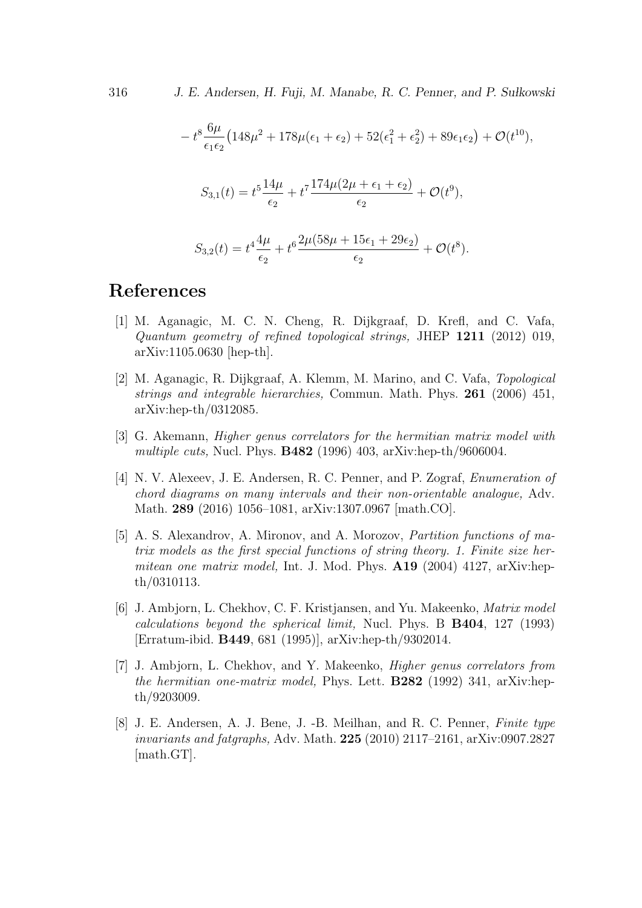$$
- t^8 \frac{6\mu}{\epsilon_1 \epsilon_2} \big( 148\mu^2 + 178\mu(\epsilon_1 + \epsilon_2) + 52(\epsilon_1^2 + \epsilon_2^2) + 89\epsilon_1\epsilon_2 \big) + \mathcal{O}(t^{10}),
$$

$$
S_{3,1}(t) = t^5 \frac{14\mu}{\epsilon_2} + t^7 \frac{174\mu(2\mu + \epsilon_1 + \epsilon_2)}{\epsilon_2} + \mathcal{O}(t^9),
$$

$$
S_{3,2}(t) = t^4 \frac{4\mu}{\epsilon_2} + t^6 \frac{2\mu(58\mu + 15\epsilon_1 + 29\epsilon_2)}{\epsilon_2} + \mathcal{O}(t^8).
$$

# References

[1] M. Aganagic, M. C. N. Cheng, R. Dijkgraaf, D. Krefl, and C. Vafa, *Quantum geometry of refined topological strings,* JHEP **1211** (2012) 019, arXiv:1105.0630 [hep-th].

[2] M. Aganagic, R. Dijkgraaf, A. Klemm, M. Marino, and C. Vafa, *Topological strings and integrable hierarchies,* Commun. Math. Phys. **261** (2006) 451, arXiv:hep-th/0312085.

[3] G. Akemann, *Higher genus correlators for the hermitian matrix model with multiple cuts,* Nucl. Phys. **B482** (1996) 403, arXiv:hep-th/9606004.

[4] N. V. Alexeev, J. E. Andersen, R. C. Penner, and P. Zograf, *Enumeration of chord diagrams on many intervals and their non-orientable analogue,* Adv. Math. **289** (2016) 1056–1081, arXiv:1307.0967 [math.CO].

[5] A. S. Alexandrov, A. Mironov, and A. Morozov, *Partition functions of matrix models as the first special functions of string theory. 1. Finite size hermitean one matrix model,* Int. J. Mod. Phys. **A19** (2004) 4127, arXiv:hep-th/0310113.

[6] J. Ambjorn, L. Chekhov, C. F. Kristjansen, and Yu. Makeenko, *Matrix model calculations beyond the spherical limit,* Nucl. Phys. B **B404**, 127 (1993) [Erratum-ibid. **B449**, 681 (1995)], arXiv:hep-th/9302014.

[7] J. Ambjorn, L. Chekhov, and Y. Makeenko, *Higher genus correlators from the hermitian one-matrix model,* Phys. Lett. **B282** (1992) 341, arXiv:hep-th/9203009.

[8] J. E. Andersen, A. J. Bene, J. -B. Meilhan, and R. C. Penner, *Finite type invariants and fatgraphs,* Adv. Math. **225** (2010) 2117–2161, arXiv:0907.2827 [math.GT].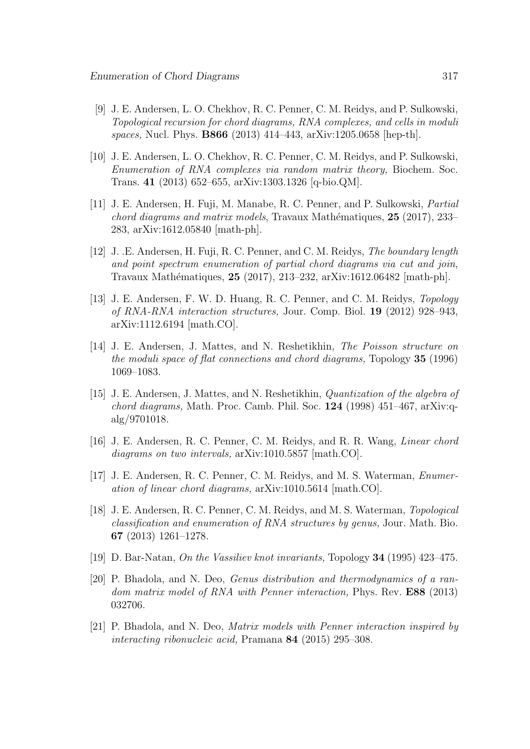[9] J. E. Andersen, L. O. Chekhov, R. C. Penner, C. M. Reidys, and P. Sulkowski, *Topological recursion for chord diagrams, RNA complexes, and cells in moduli spaces,* Nucl. Phys. **B866** (2013) 414–443, arXiv:1205.0658 [hep-th].

[10] J. E. Andersen, L. O. Chekhov, R. C. Penner, C. M. Reidys, and P. Sulkowski, *Enumeration of RNA complexes via random matrix theory,* Biochem. Soc. Trans. **41** (2013) 652–655, arXiv:1303.1326 [q-bio.QM].

[11] J. E. Andersen, H. Fuji, M. Manabe, R. C. Penner, and P. Sulkowski, *Partial chord diagrams and matrix models*, Travaux Mathématiques, **25** (2017), 233–283, arXiv:1612.05840 [math-ph].

[12] J. .E. Andersen, H. Fuji, R. C. Penner, and C. M. Reidys, *The boundary length and point spectrum enumeration of partial chord diagrams via cut and join*, Travaux Mathématiques, **25** (2017), 213–232, arXiv:1612.06482 [math-ph].

[13] J. E. Andersen, F. W. D. Huang, R. C. Penner, and C. M. Reidys, *Topology of RNA-RNA interaction structures,* Jour. Comp. Biol. **19** (2012) 928–943, arXiv:1112.6194 [math.CO].

[14] J. E. Andersen, J. Mattes, and N. Reshetikhin, *The Poisson structure on the moduli space of flat connections and chord diagrams,* Topology **35** (1996) 1069–1083.

[15] J. E. Andersen, J. Mattes, and N. Reshetikhin, *Quantization of the algebra of chord diagrams,* Math. Proc. Camb. Phil. Soc. **124** (1998) 451–467, arXiv:q-alg/9701018.

[16] J. E. Andersen, R. C. Penner, C. M. Reidys, and R. R. Wang, *Linear chord diagrams on two intervals,* arXiv:1010.5857 [math.CO].

[17] J. E. Andersen, R. C. Penner, C. M. Reidys, and M. S. Waterman, *Enumeration of linear chord diagrams,* arXiv:1010.5614 [math.CO].

[18] J. E. Andersen, R. C. Penner, C. M. Reidys, and M. S. Waterman, *Topological classification and enumeration of RNA structures by genus,* Jour. Math. Bio. **67** (2013) 1261–1278.

[19] D. Bar-Natan, *On the Vassiliev knot invariants,* Topology **34** (1995) 423–475.

[20] P. Bhadola, and N. Deo, *Genus distribution and thermodynamics of a random matrix model of RNA with Penner interaction,* Phys. Rev. **E88** (2013) 032706.

[21] P. Bhadola, and N. Deo, *Matrix models with Penner interaction inspired by interacting ribonucleic acid,* Pramana **84** (2015) 295–308.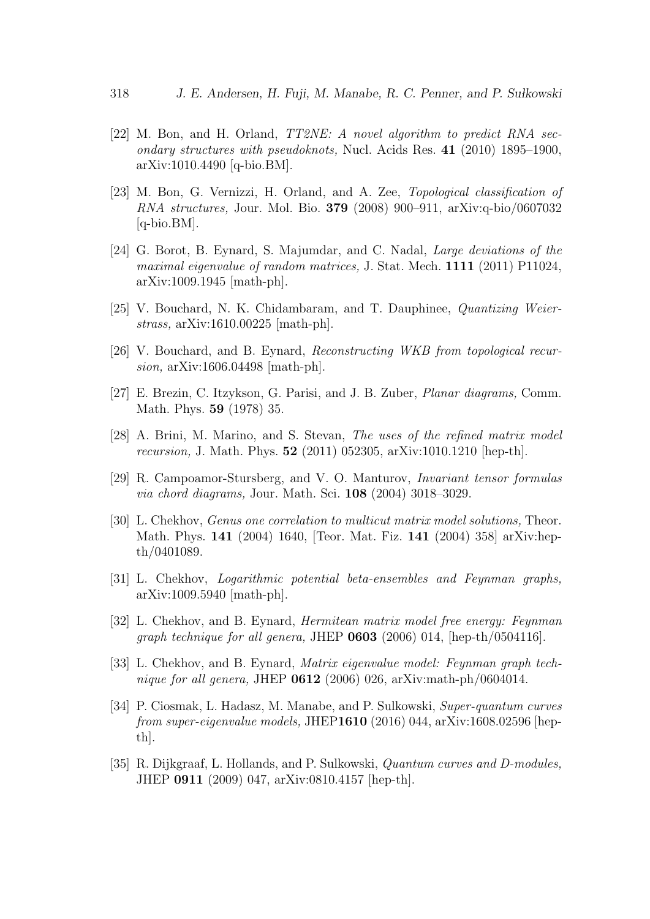[22] M. Bon, and H. Orland, *TT2NE: A novel algorithm to predict RNA secondary structures with pseudoknots,* Nucl. Acids Res. **41** (2010) 1895–1900, arXiv:1010.4490 [q-bio.BM].

[23] M. Bon, G. Vernizzi, H. Orland, and A. Zee, *Topological classification of RNA structures,* Jour. Mol. Bio. **379** (2008) 900–911, arXiv:q-bio/0607032 [q-bio.BM].

[24] G. Borot, B. Eynard, S. Majumdar, and C. Nadal, *Large deviations of the maximal eigenvalue of random matrices,* J. Stat. Mech. **1111** (2011) P11024, arXiv:1009.1945 [math-ph].

[25] V. Bouchard, N. K. Chidambaram, and T. Dauphinee, *Quantizing Weierstrass,* arXiv:1610.00225 [math-ph].

[26] V. Bouchard, and B. Eynard, *Reconstructing WKB from topological recursion,* arXiv:1606.04498 [math-ph].

[27] E. Brezin, C. Itzykson, G. Parisi, and J. B. Zuber, *Planar diagrams,* Comm. Math. Phys. **59** (1978) 35.

[28] A. Brini, M. Marino, and S. Stevan, *The uses of the refined matrix model recursion,* J. Math. Phys. **52** (2011) 052305, arXiv:1010.1210 [hep-th].

[29] R. Campoamor-Stursberg, and V. O. Manturov, *Invariant tensor formulas via chord diagrams,* Jour. Math. Sci. **108** (2004) 3018–3029.

[30] L. Chekhov, *Genus one correlation to multicut matrix model solutions,* Theor. Math. Phys. **141** (2004) 1640, [Teor. Mat. Fiz. **141** (2004) 358] arXiv:hep-th/0401089.

[31] L. Chekhov, *Logarithmic potential beta-ensembles and Feynman graphs,* arXiv:1009.5940 [math-ph].

[32] L. Chekhov, and B. Eynard, *Hermitean matrix model free energy: Feynman graph technique for all genera,* JHEP **0603** (2006) 014, [hep-th/0504116].

[33] L. Chekhov, and B. Eynard, *Matrix eigenvalue model: Feynman graph technique for all genera,* JHEP **0612** (2006) 026, arXiv:math-ph/0604014.

[34] P. Ciosmak, L. Hadasz, M. Manabe, and P. Sulkowski, *Super-quantum curves from super-eigenvalue models,* JHEP**1610** (2016) 044, arXiv:1608.02596 [hep-th].

[35] R. Dijkgraaf, L. Hollands, and P. Sulkowski, *Quantum curves and D-modules,* JHEP **0911** (2009) 047, arXiv:0810.4157 [hep-th].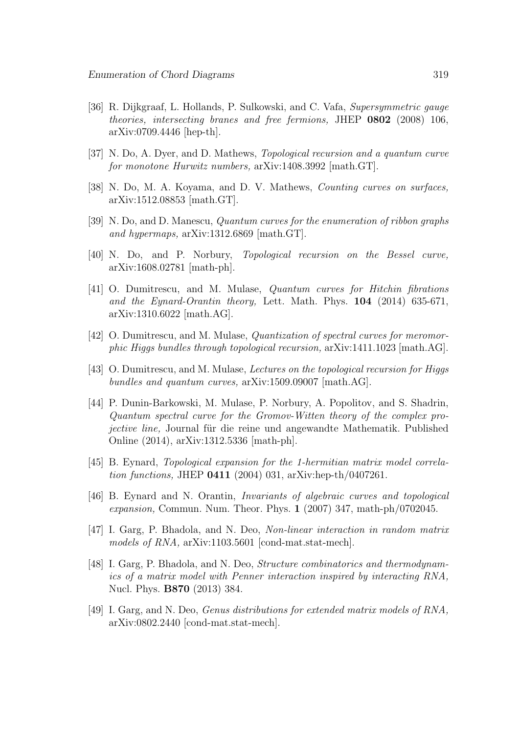[36] R. Dijkgraaf, L. Hollands, P. Sulkowski, and C. Vafa, *Supersymmetric gauge theories, intersecting branes and free fermions,* JHEP **0802** (2008) 106, arXiv:0709.4446 [hep-th].

[37] N. Do, A. Dyer, and D. Mathews, *Topological recursion and a quantum curve for monotone Hurwitz numbers,* arXiv:1408.3992 [math.GT].

[38] N. Do, M. A. Koyama, and D. V. Mathews, *Counting curves on surfaces,* arXiv:1512.08853 [math.GT].

[39] N. Do, and D. Manescu, *Quantum curves for the enumeration of ribbon graphs and hypermaps,* arXiv:1312.6869 [math.GT].

[40] N. Do, and P. Norbury, *Topological recursion on the Bessel curve,* arXiv:1608.02781 [math-ph].

[41] O. Dumitrescu, and M. Mulase, *Quantum curves for Hitchin fibrations and the Eynard-Orantin theory,* Lett. Math. Phys. **104** (2014) 635-671, arXiv:1310.6022 [math.AG].

[42] O. Dumitrescu, and M. Mulase, *Quantization of spectral curves for meromorphic Higgs bundles through topological recursion,* arXiv:1411.1023 [math.AG].

[43] O. Dumitrescu, and M. Mulase, *Lectures on the topological recursion for Higgs bundles and quantum curves,* arXiv:1509.09007 [math.AG].

[44] P. Dunin-Barkowski, M. Mulase, P. Norbury, A. Popolitov, and S. Shadrin, *Quantum spectral curve for the Gromov-Witten theory of the complex projective line,* Journal für die reine und angewandte Mathematik. Published Online (2014), arXiv:1312.5336 [math-ph].

[45] B. Eynard, *Topological expansion for the 1-hermitian matrix model correlation functions,* JHEP **0411** (2004) 031, arXiv:hep-th/0407261.

[46] B. Eynard and N. Orantin, *Invariants of algebraic curves and topological expansion,* Commun. Num. Theor. Phys. **1** (2007) 347, math-ph/0702045.

[47] I. Garg, P. Bhadola, and N. Deo, *Non-linear interaction in random matrix models of RNA,* arXiv:1103.5601 [cond-mat.stat-mech].

[48] I. Garg, P. Bhadola, and N. Deo, *Structure combinatorics and thermodynamics of a matrix model with Penner interaction inspired by interacting RNA,* Nucl. Phys. **B870** (2013) 384.

[49] I. Garg, and N. Deo, *Genus distributions for extended matrix models of RNA,* arXiv:0802.2440 [cond-mat.stat-mech].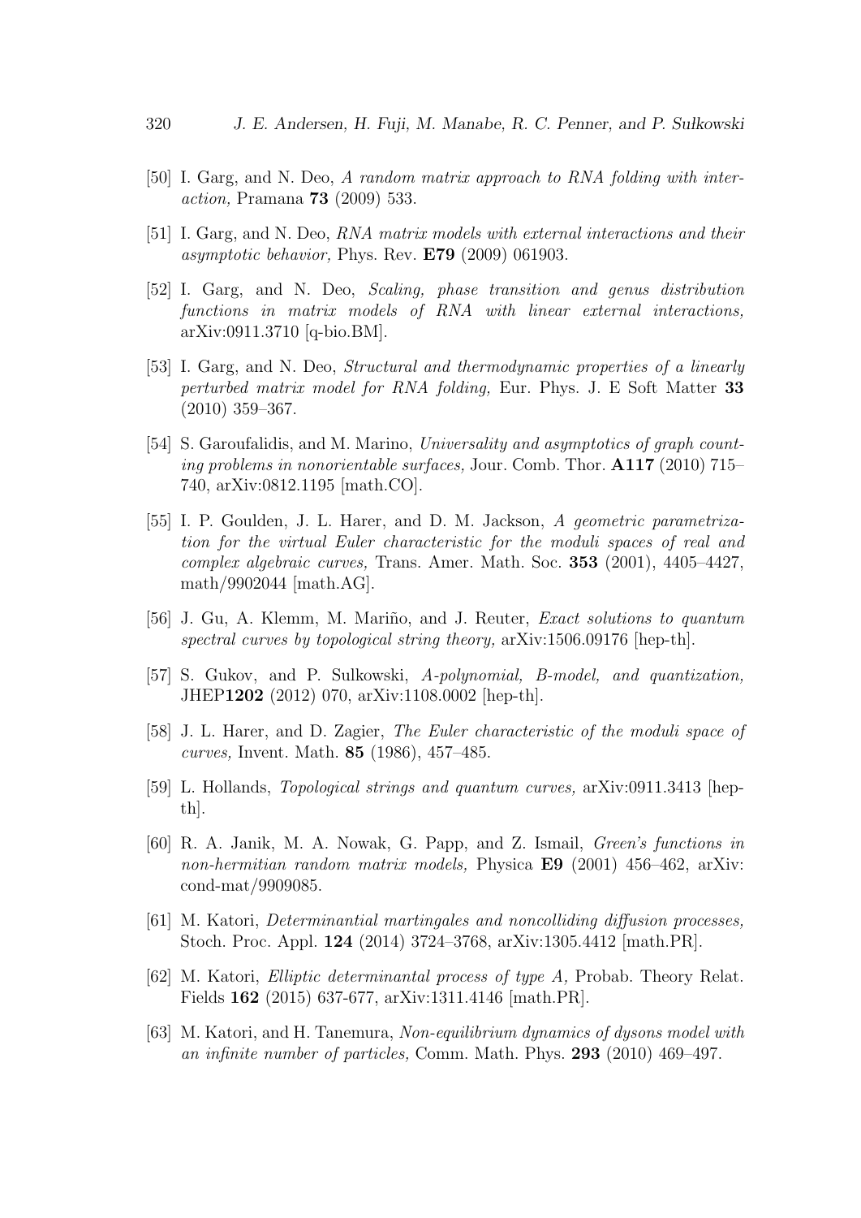[50] I. Garg, and N. Deo, *A random matrix approach to RNA folding with interaction,* Pramana **73** (2009) 533.

[51] I. Garg, and N. Deo, *RNA matrix models with external interactions and their asymptotic behavior,* Phys. Rev. **E79** (2009) 061903.

[52] I. Garg, and N. Deo, *Scaling, phase transition and genus distribution functions in matrix models of RNA with linear external interactions,* arXiv:0911.3710 [q-bio.BM].

[53] I. Garg, and N. Deo, *Structural and thermodynamic properties of a linearly perturbed matrix model for RNA folding,* Eur. Phys. J. E Soft Matter **33** (2010) 359–367.

[54] S. Garoufalidis, and M. Marino, *Universality and asymptotics of graph counting problems in nonorientable surfaces,* Jour. Comb. Thor. **A117** (2010) 715–740, arXiv:0812.1195 [math.CO].

[55] I. P. Goulden, J. L. Harer, and D. M. Jackson, *A geometric parametrization for the virtual Euler characteristic for the moduli spaces of real and complex algebraic curves,* Trans. Amer. Math. Soc. **353** (2001), 4405–4427, math/9902044 [math.AG].

[56] J. Gu, A. Klemm, M. Mariño, and J. Reuter, *Exact solutions to quantum spectral curves by topological string theory,* arXiv:1506.09176 [hep-th].

[57] S. Gukov, and P. Sulkowski, *A-polynomial, B-model, and quantization,* JHEP**1202** (2012) 070, arXiv:1108.0002 [hep-th].

[58] J. L. Harer, and D. Zagier, *The Euler characteristic of the moduli space of curves,* Invent. Math. **85** (1986), 457–485.

[59] L. Hollands, *Topological strings and quantum curves,* arXiv:0911.3413 [hep-th].

[60] R. A. Janik, M. A. Nowak, G. Papp, and Z. Ismail, *Green's functions in non-hermitian random matrix models,* Physica **E9** (2001) 456–462, arXiv: cond-mat/9909085.

[61] M. Katori, *Determinantial martingales and noncolliding diffusion processes,* Stoch. Proc. Appl. **124** (2014) 3724–3768, arXiv:1305.4412 [math.PR].

[62] M. Katori, *Elliptic determinantal process of type A,* Probab. Theory Relat. Fields **162** (2015) 637-677, arXiv:1311.4146 [math.PR].

[63] M. Katori, and H. Tanemura, *Non-equilibrium dynamics of dysons model with an infinite number of particles,* Comm. Math. Phys. **293** (2010) 469–497.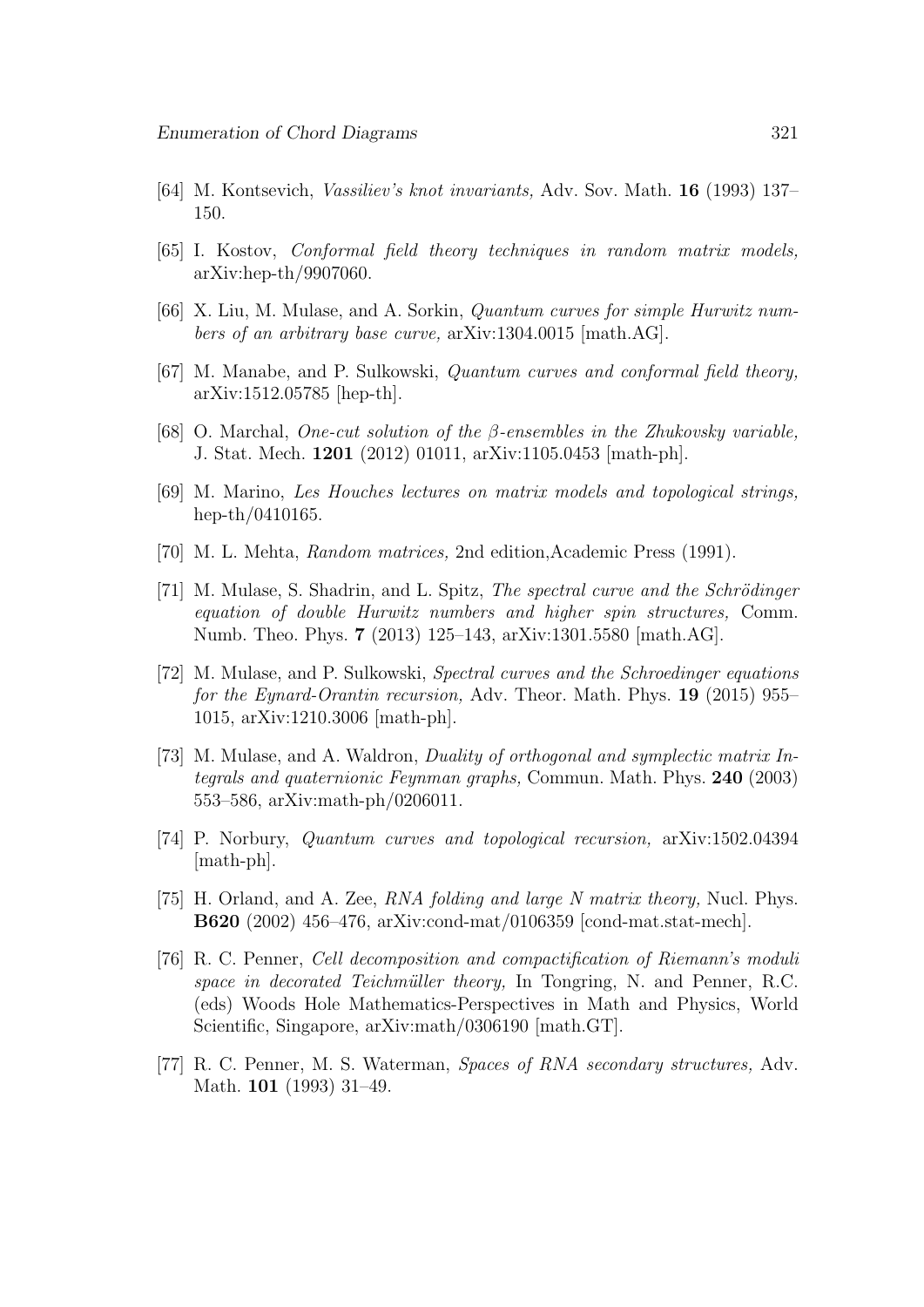[64] M. Kontsevich, *Vassiliev's knot invariants,* Adv. Sov. Math. **16** (1993) 137–150.

[65] I. Kostov, *Conformal field theory techniques in random matrix models,* arXiv:hep-th/9907060.

[66] X. Liu, M. Mulase, and A. Sorkin, *Quantum curves for simple Hurwitz numbers of an arbitrary base curve,* arXiv:1304.0015 [math.AG].

[67] M. Manabe, and P. Sulkowski, *Quantum curves and conformal field theory,* arXiv:1512.05785 [hep-th].

[68] O. Marchal, *One-cut solution of the $\beta$-ensembles in the Zhukovsky variable,* J. Stat. Mech. **1201** (2012) 01011, arXiv:1105.0453 [math-ph].

[69] M. Marino, *Les Houches lectures on matrix models and topological strings,* hep-th/0410165.

[70] M. L. Mehta, *Random matrices,* 2nd edition,Academic Press (1991).

[71] M. Mulase, S. Shadrin, and L. Spitz, *The spectral curve and the Schrödinger equation of double Hurwitz numbers and higher spin structures,* Comm. Numb. Theo. Phys. **7** (2013) 125–143, arXiv:1301.5580 [math.AG].

[72] M. Mulase, and P. Sulkowski, *Spectral curves and the Schroedinger equations for the Eynard-Orantin recursion,* Adv. Theor. Math. Phys. **19** (2015) 955–1015, arXiv:1210.3006 [math-ph].

[73] M. Mulase, and A. Waldron, *Duality of orthogonal and symplectic matrix Integrals and quaternionic Feynman graphs,* Commun. Math. Phys. **240** (2003) 553–586, arXiv:math-ph/0206011.

[74] P. Norbury, *Quantum curves and topological recursion,* arXiv:1502.04394 [math-ph].

[75] H. Orland, and A. Zee, *RNA folding and large N matrix theory,* Nucl. Phys. **B620** (2002) 456–476, arXiv:cond-mat/0106359 [cond-mat.stat-mech].

[76] R. C. Penner, *Cell decomposition and compactification of Riemann's moduli space in decorated Teichmüller theory,* In Tongring, N. and Penner, R.C. (eds) Woods Hole Mathematics-Perspectives in Math and Physics, World Scientific, Singapore, arXiv:math/0306190 [math.GT].

[77] R. C. Penner, M. S. Waterman, *Spaces of RNA secondary structures,* Adv. Math. **101** (1993) 31–49.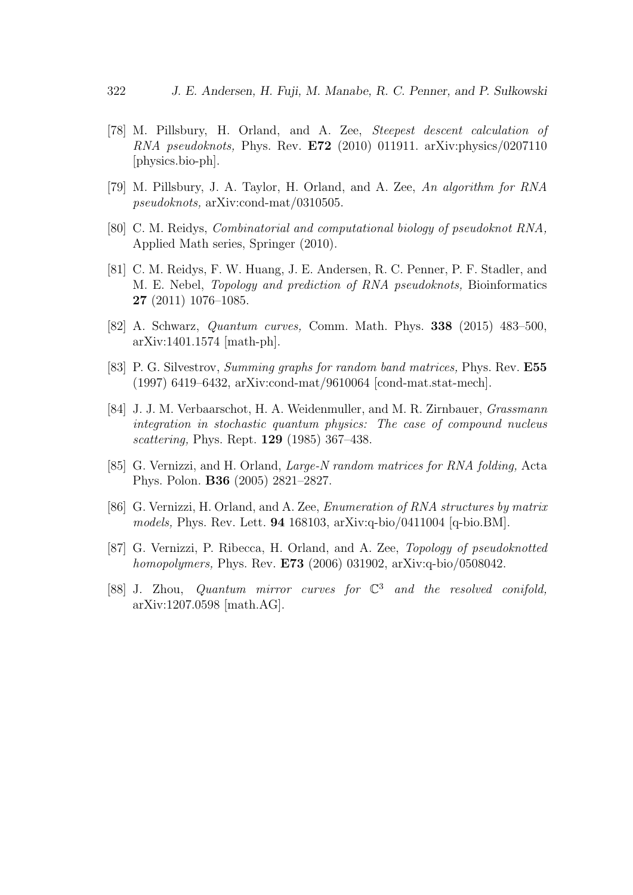[78] M. Pillsbury, H. Orland, and A. Zee, *Steepest descent calculation of RNA pseudoknots,* Phys. Rev. **E72** (2010) 011911. arXiv:physics/0207110 [physics.bio-ph].

[79] M. Pillsbury, J. A. Taylor, H. Orland, and A. Zee, *An algorithm for RNA pseudoknots,* arXiv:cond-mat/0310505.

[80] C. M. Reidys, *Combinatorial and computational biology of pseudoknot RNA,* Applied Math series, Springer (2010).

[81] C. M. Reidys, F. W. Huang, J. E. Andersen, R. C. Penner, P. F. Stadler, and M. E. Nebel, *Topology and prediction of RNA pseudoknots,* Bioinformatics **27** (2011) 1076–1085.

[82] A. Schwarz, *Quantum curves,* Comm. Math. Phys. **338** (2015) 483–500, arXiv:1401.1574 [math-ph].

[83] P. G. Silvestrov, *Summing graphs for random band matrices,* Phys. Rev. **E55** (1997) 6419–6432, arXiv:cond-mat/9610064 [cond-mat.stat-mech].

[84] J. J. M. Verbaarschot, H. A. Weidenmuller, and M. R. Zirnbauer, *Grassmann integration in stochastic quantum physics: The case of compound nucleus scattering,* Phys. Rept. **129** (1985) 367–438.

[85] G. Vernizzi, and H. Orland, *Large-N random matrices for RNA folding,* Acta Phys. Polon. **B36** (2005) 2821–2827.

[86] G. Vernizzi, H. Orland, and A. Zee, *Enumeration of RNA structures by matrix models,* Phys. Rev. Lett. **94** 168103, arXiv:q-bio/0411004 [q-bio.BM].

[87] G. Vernizzi, P. Ribecca, H. Orland, and A. Zee, *Topology of pseudoknotted homopolymers,* Phys. Rev. **E73** (2006) 031902, arXiv:q-bio/0508042.

[88] J. Zhou, *Quantum mirror curves for* $\mathbb{C}^3$ *and the resolved conifold,* arXiv:1207.0598 [math.AG].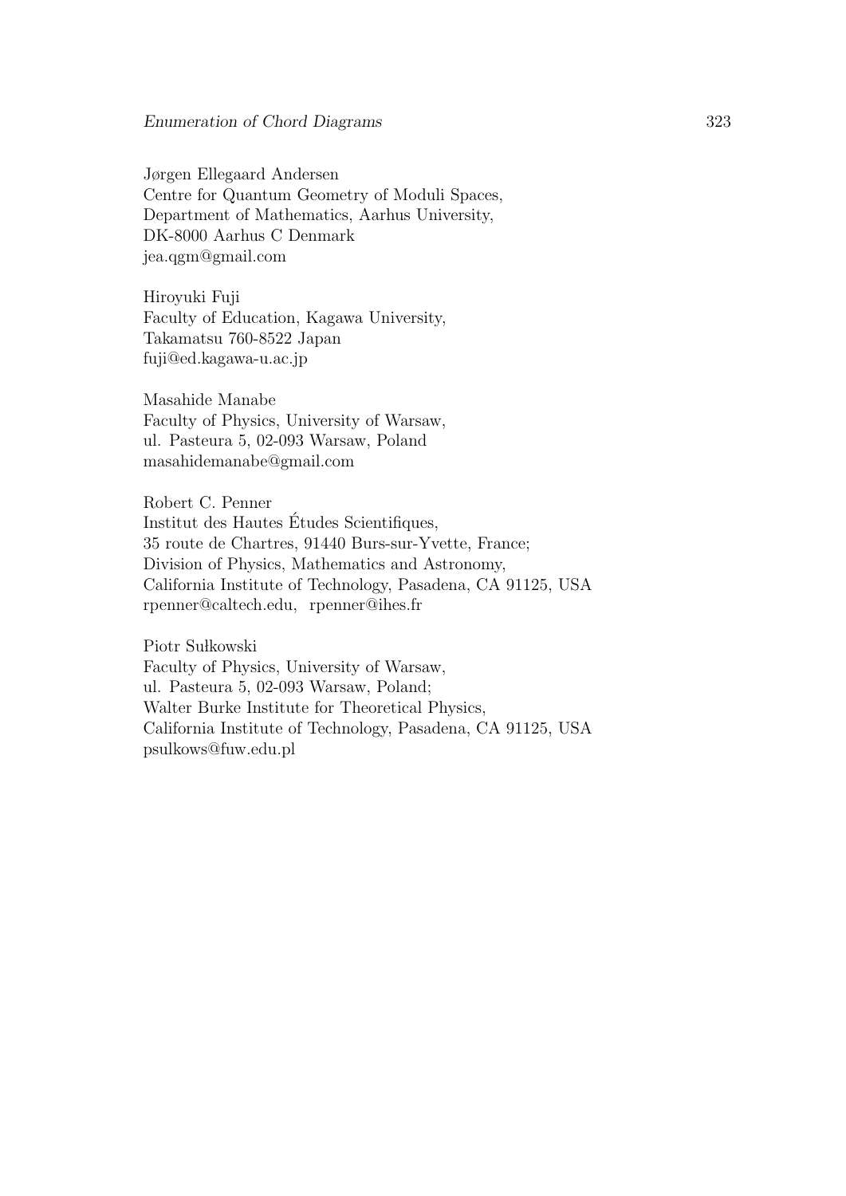Jørgen Ellegaard Andersen
Centre for Quantum Geometry of Moduli Spaces,
Department of Mathematics, Aarhus University,
DK-8000 Aarhus C Denmark
jea.qgm@gmail.com

Hiroyuki Fuji
Faculty of Education, Kagawa University,
Takamatsu 760-8522 Japan
fuji@ed.kagawa-u.ac.jp

Masahide Manabe
Faculty of Physics, University of Warsaw,
ul. Pasteura 5, 02-093 Warsaw, Poland
masahidemanabe@gmail.com

Robert C. Penner
Institut des Hautes Études Scientifiques,
35 route de Chartres, 91440 Burs-sur-Yvette, France;
Division of Physics, Mathematics and Astronomy,
California Institute of Technology, Pasadena, CA 91125, USA
rpenner@caltech.edu, rpenner@ihes.fr

Piotr Sułkowski
Faculty of Physics, University of Warsaw,
ul. Pasteura 5, 02-093 Warsaw, Poland;
Walter Burke Institute for Theoretical Physics,
California Institute of Technology, Pasadena, CA 91125, USA
psulkows@fuw.edu.pl